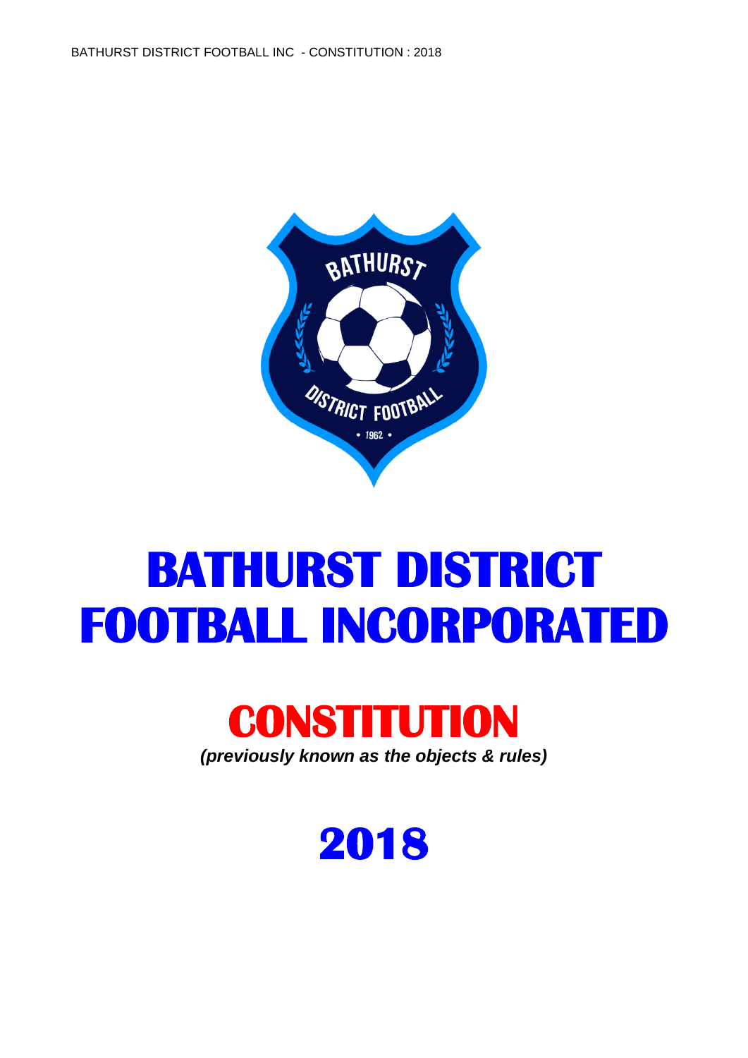# BATHURST DISTRICT FOOTBALL INCORPORATED

## CONSTITUTION

***(previously known as the objects & rules)***

## 2018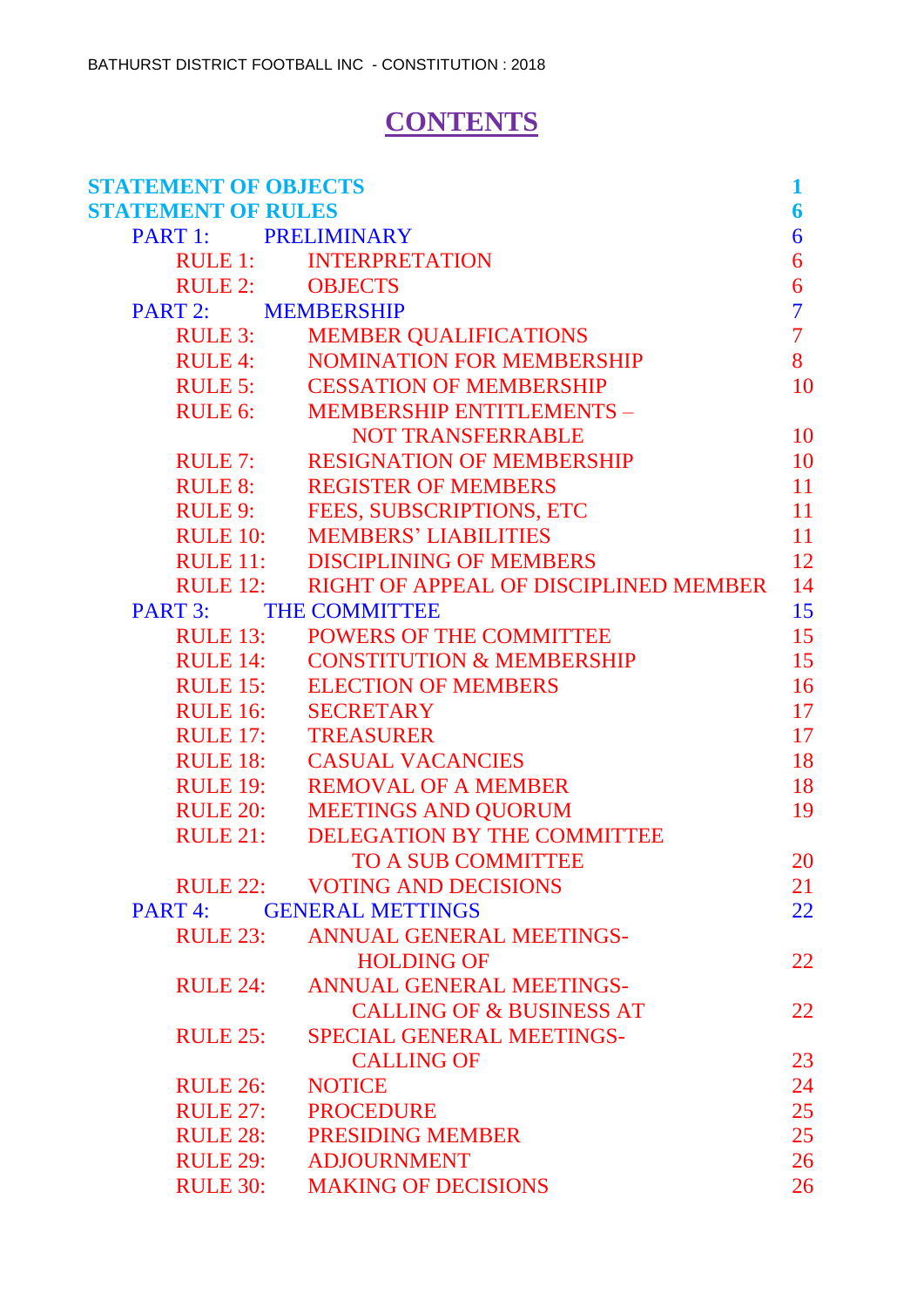# CONTENTS

| | | |
|---|---|---|
| **STATEMENT OF OBJECTS** | | **1** |
| **STATEMENT OF RULES** | | **6** |
| PART 1: | PRELIMINARY | 6 |
| RULE 1: | INTERPRETATION | 6 |
| RULE 2: | OBJECTS | 6 |
| PART 2: | MEMBERSHIP | 7 |
| RULE 3: | MEMBER QUALIFICATIONS | 7 |
| RULE 4: | NOMINATION FOR MEMBERSHIP | 8 |
| RULE 5: | CESSATION OF MEMBERSHIP | 10 |
| RULE 6: | MEMBERSHIP ENTITLEMENTS – NOT TRANSFERRABLE | 10 |
| RULE 7: | RESIGNATION OF MEMBERSHIP | 10 |
| RULE 8: | REGISTER OF MEMBERS | 11 |
| RULE 9: | FEES, SUBSCRIPTIONS, ETC | 11 |
| RULE 10: | MEMBERS' LIABILITIES | 11 |
| RULE 11: | DISCIPLINING OF MEMBERS | 12 |
| RULE 12: | RIGHT OF APPEAL OF DISCIPLINED MEMBER | 14 |
| PART 3: | THE COMMITTEE | 15 |
| RULE 13: | POWERS OF THE COMMITTEE | 15 |
| RULE 14: | CONSTITUTION & MEMBERSHIP | 15 |
| RULE 15: | ELECTION OF MEMBERS | 16 |
| RULE 16: | SECRETARY | 17 |
| RULE 17: | TREASURER | 17 |
| RULE 18: | CASUAL VACANCIES | 18 |
| RULE 19: | REMOVAL OF A MEMBER | 18 |
| RULE 20: | MEETINGS AND QUORUM | 19 |
| RULE 21: | DELEGATION BY THE COMMITTEE TO A SUB COMMITTEE | 20 |
| RULE 22: | VOTING AND DECISIONS | 21 |
| PART 4: | GENERAL METTINGS | 22 |
| RULE 23: | ANNUAL GENERAL MEETINGS- HOLDING OF | 22 |
| RULE 24: | ANNUAL GENERAL MEETINGS- CALLING OF & BUSINESS AT | 22 |
| RULE 25: | SPECIAL GENERAL MEETINGS- CALLING OF | 23 |
| RULE 26: | NOTICE | 24 |
| RULE 27: | PROCEDURE | 25 |
| RULE 28: | PRESIDING MEMBER | 25 |
| RULE 29: | ADJOURNMENT | 26 |
| RULE 30: | MAKING OF DECISIONS | 26 |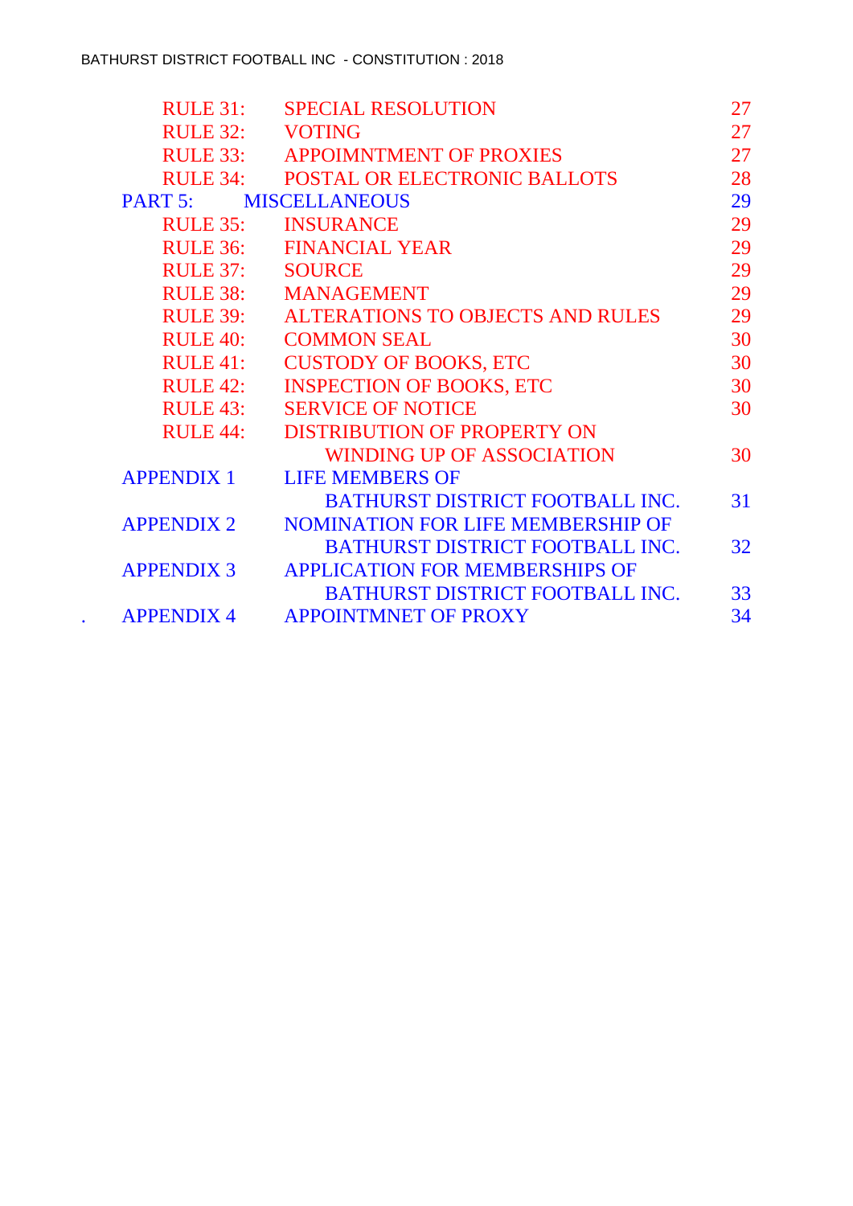| | | |
|---|---|---|
| RULE 31: | SPECIAL RESOLUTION | 27 |
| RULE 32: | VOTING | 27 |
| RULE 33: | APPOIMNTMENT OF PROXIES | 27 |
| RULE 34: | POSTAL OR ELECTRONIC BALLOTS | 28 |
| PART 5: | MISCELLANEOUS | 29 |
| RULE 35: | INSURANCE | 29 |
| RULE 36: | FINANCIAL YEAR | 29 |
| RULE 37: | SOURCE | 29 |
| RULE 38: | MANAGEMENT | 29 |
| RULE 39: | ALTERATIONS TO OBJECTS AND RULES | 29 |
| RULE 40: | COMMON SEAL | 30 |
| RULE 41: | CUSTODY OF BOOKS, ETC | 30 |
| RULE 42: | INSPECTION OF BOOKS, ETC | 30 |
| RULE 43: | SERVICE OF NOTICE | 30 |
| RULE 44: | DISTRIBUTION OF PROPERTY ON WINDING UP OF ASSOCIATION | 30 |
| APPENDIX 1 | LIFE MEMBERS OF BATHURST DISTRICT FOOTBALL INC. | 31 |
| APPENDIX 2 | NOMINATION FOR LIFE MEMBERSHIP OF BATHURST DISTRICT FOOTBALL INC. | 32 |
| APPENDIX 3 | APPLICATION FOR MEMBERSHIPS OF BATHURST DISTRICT FOOTBALL INC. | 33 |
| APPENDIX 4 | APPOINTMNET OF PROXY | 34 |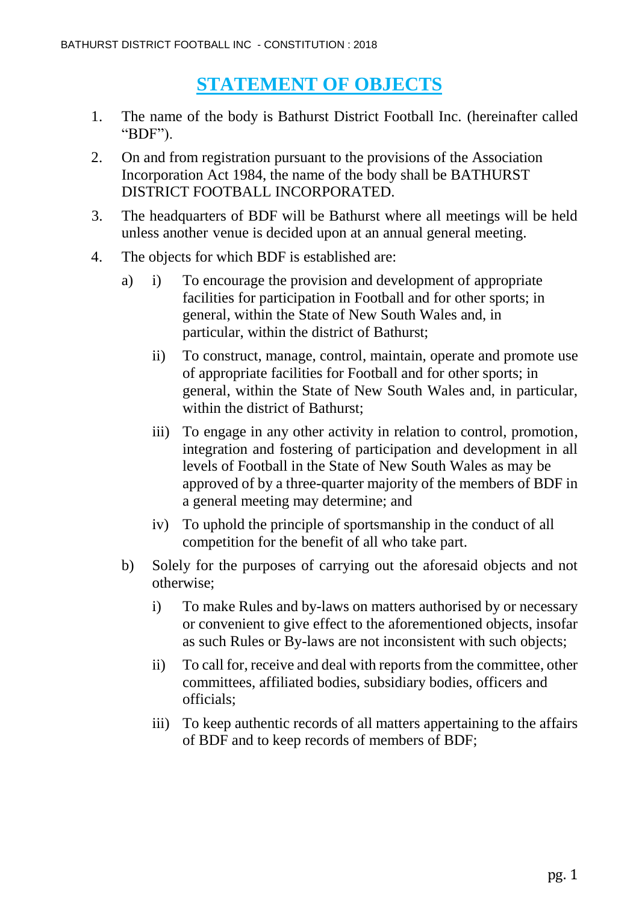# STATEMENT OF OBJECTS

1. The name of the body is Bathurst District Football Inc. (hereinafter called "BDF").
2. On and from registration pursuant to the provisions of the Association Incorporation Act 1984, the name of the body shall be BATHURST DISTRICT FOOTBALL INCORPORATED.
3. The headquarters of BDF will be Bathurst where all meetings will be held unless another venue is decided upon at an annual general meeting.
4. The objects for which BDF is established are:

   a) i) To encourage the provision and development of appropriate facilities for participation in Football and for other sports; in general, within the State of New South Wales and, in particular, within the district of Bathurst;

      ii) To construct, manage, control, maintain, operate and promote use of appropriate facilities for Football and for other sports; in general, within the State of New South Wales and, in particular, within the district of Bathurst;

      iii) To engage in any other activity in relation to control, promotion, integration and fostering of participation and development in all levels of Football in the State of New South Wales as may be approved of by a three-quarter majority of the members of BDF in a general meeting may determine; and

      iv) To uphold the principle of sportsmanship in the conduct of all competition for the benefit of all who take part.

   b) Solely for the purposes of carrying out the aforesaid objects and not otherwise;

      i) To make Rules and by-laws on matters authorised by or necessary or convenient to give effect to the aforementioned objects, insofar as such Rules or By-laws are not inconsistent with such objects;

      ii) To call for, receive and deal with reports from the committee, other committees, affiliated bodies, subsidiary bodies, officers and officials;

      iii) To keep authentic records of all matters appertaining to the affairs of BDF and to keep records of members of BDF;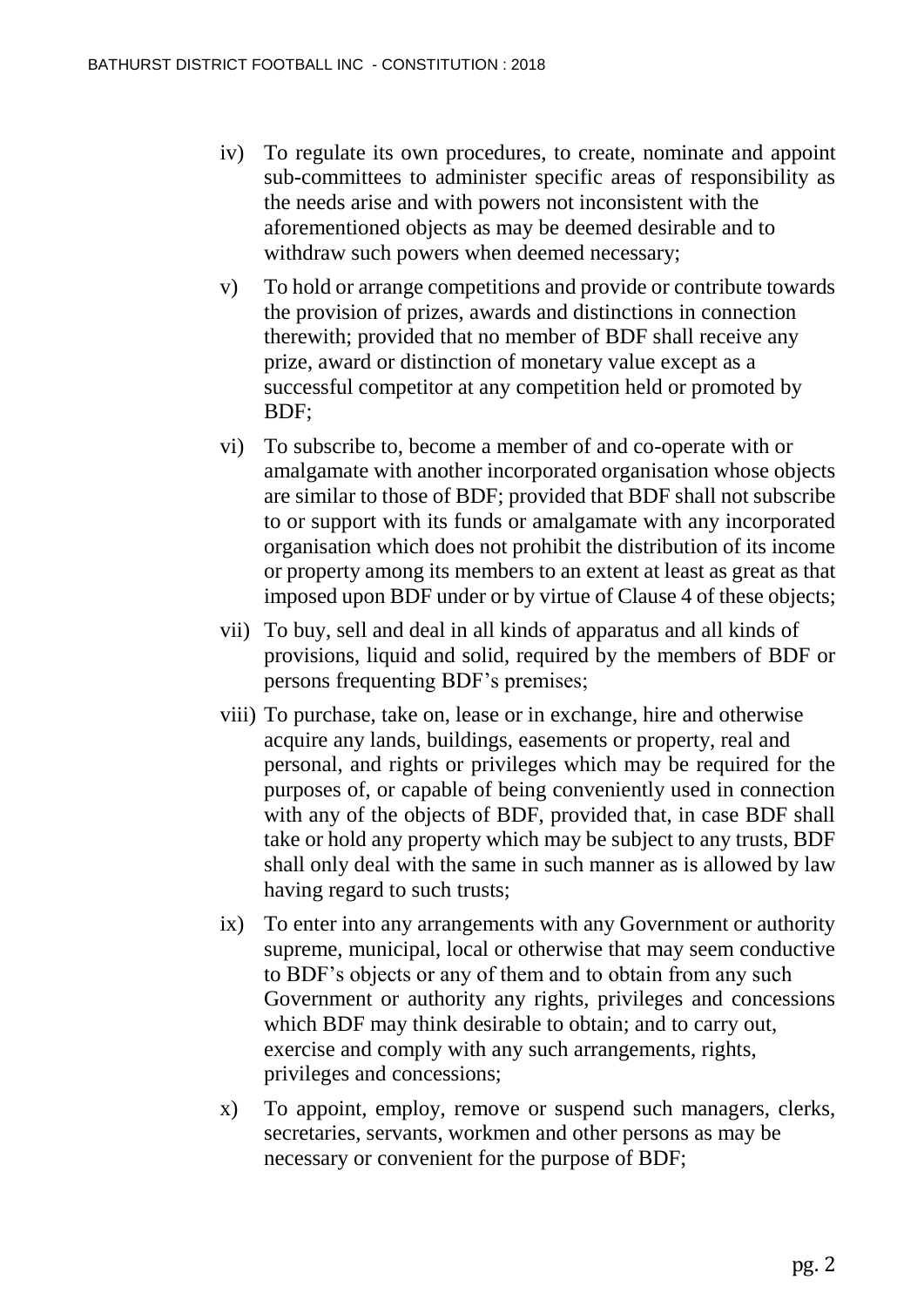iv) To regulate its own procedures, to create, nominate and appoint sub-committees to administer specific areas of responsibility as the needs arise and with powers not inconsistent with the aforementioned objects as may be deemed desirable and to withdraw such powers when deemed necessary;

v) To hold or arrange competitions and provide or contribute towards the provision of prizes, awards and distinctions in connection therewith; provided that no member of BDF shall receive any prize, award or distinction of monetary value except as a successful competitor at any competition held or promoted by BDF;

vi) To subscribe to, become a member of and co-operate with or amalgamate with another incorporated organisation whose objects are similar to those of BDF; provided that BDF shall not subscribe to or support with its funds or amalgamate with any incorporated organisation which does not prohibit the distribution of its income or property among its members to an extent at least as great as that imposed upon BDF under or by virtue of Clause 4 of these objects;

vii) To buy, sell and deal in all kinds of apparatus and all kinds of provisions, liquid and solid, required by the members of BDF or persons frequenting BDF's premises;

viii) To purchase, take on, lease or in exchange, hire and otherwise acquire any lands, buildings, easements or property, real and personal, and rights or privileges which may be required for the purposes of, or capable of being conveniently used in connection with any of the objects of BDF, provided that, in case BDF shall take or hold any property which may be subject to any trusts, BDF shall only deal with the same in such manner as is allowed by law having regard to such trusts;

ix) To enter into any arrangements with any Government or authority supreme, municipal, local or otherwise that may seem conductive to BDF's objects or any of them and to obtain from any such Government or authority any rights, privileges and concessions which BDF may think desirable to obtain; and to carry out, exercise and comply with any such arrangements, rights, privileges and concessions;

x) To appoint, employ, remove or suspend such managers, clerks, secretaries, servants, workmen and other persons as may be necessary or convenient for the purpose of BDF;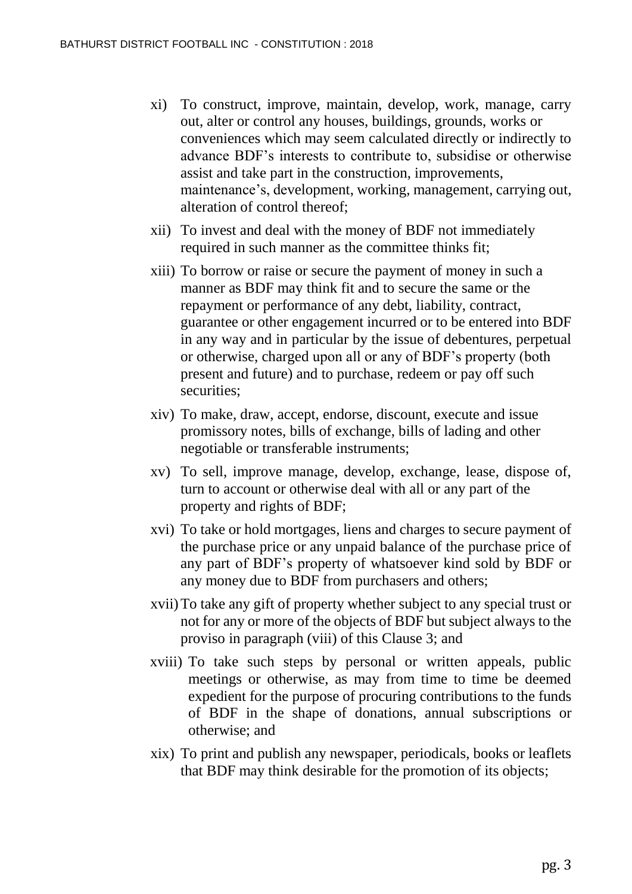xi) To construct, improve, maintain, develop, work, manage, carry out, alter or control any houses, buildings, grounds, works or conveniences which may seem calculated directly or indirectly to advance BDF's interests to contribute to, subsidise or otherwise assist and take part in the construction, improvements, maintenance's, development, working, management, carrying out, alteration of control thereof;

xii) To invest and deal with the money of BDF not immediately required in such manner as the committee thinks fit;

xiii) To borrow or raise or secure the payment of money in such a manner as BDF may think fit and to secure the same or the repayment or performance of any debt, liability, contract, guarantee or other engagement incurred or to be entered into BDF in any way and in particular by the issue of debentures, perpetual or otherwise, charged upon all or any of BDF's property (both present and future) and to purchase, redeem or pay off such securities;

xiv) To make, draw, accept, endorse, discount, execute and issue promissory notes, bills of exchange, bills of lading and other negotiable or transferable instruments;

xv) To sell, improve manage, develop, exchange, lease, dispose of, turn to account or otherwise deal with all or any part of the property and rights of BDF;

xvi) To take or hold mortgages, liens and charges to secure payment of the purchase price or any unpaid balance of the purchase price of any part of BDF's property of whatsoever kind sold by BDF or any money due to BDF from purchasers and others;

xvii) To take any gift of property whether subject to any special trust or not for any or more of the objects of BDF but subject always to the proviso in paragraph (viii) of this Clause 3; and

xviii) To take such steps by personal or written appeals, public meetings or otherwise, as may from time to time be deemed expedient for the purpose of procuring contributions to the funds of BDF in the shape of donations, annual subscriptions or otherwise; and

xix) To print and publish any newspaper, periodicals, books or leaflets that BDF may think desirable for the promotion of its objects;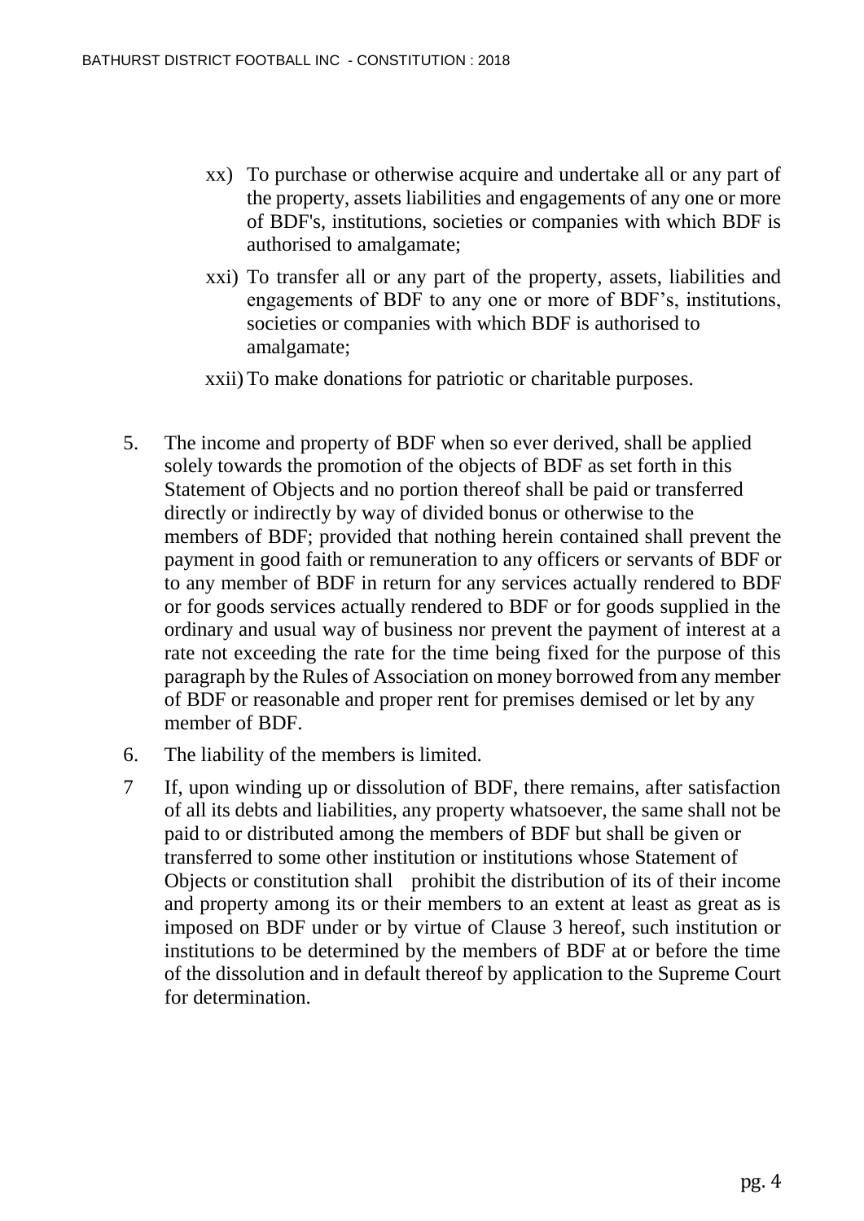xx) To purchase or otherwise acquire and undertake all or any part of the property, assets liabilities and engagements of any one or more of BDF's, institutions, societies or companies with which BDF is authorised to amalgamate;

xxi) To transfer all or any part of the property, assets, liabilities and engagements of BDF to any one or more of BDF's, institutions, societies or companies with which BDF is authorised to amalgamate;

xxii) To make donations for patriotic or charitable purposes.

5. The income and property of BDF when so ever derived, shall be applied solely towards the promotion of the objects of BDF as set forth in this Statement of Objects and no portion thereof shall be paid or transferred directly or indirectly by way of divided bonus or otherwise to the members of BDF; provided that nothing herein contained shall prevent the payment in good faith or remuneration to any officers or servants of BDF or to any member of BDF in return for any services actually rendered to BDF or for goods services actually rendered to BDF or for goods supplied in the ordinary and usual way of business nor prevent the payment of interest at a rate not exceeding the rate for the time being fixed for the purpose of this paragraph by the Rules of Association on money borrowed from any member of BDF or reasonable and proper rent for premises demised or let by any member of BDF.

6. The liability of the members is limited.

7 If, upon winding up or dissolution of BDF, there remains, after satisfaction of all its debts and liabilities, any property whatsoever, the same shall not be paid to or distributed among the members of BDF but shall be given or transferred to some other institution or institutions whose Statement of Objects or constitution shall prohibit the distribution of its of their income and property among its or their members to an extent at least as great as is imposed on BDF under or by virtue of Clause 3 hereof, such institution or institutions to be determined by the members of BDF at or before the time of the dissolution and in default thereof by application to the Supreme Court for determination.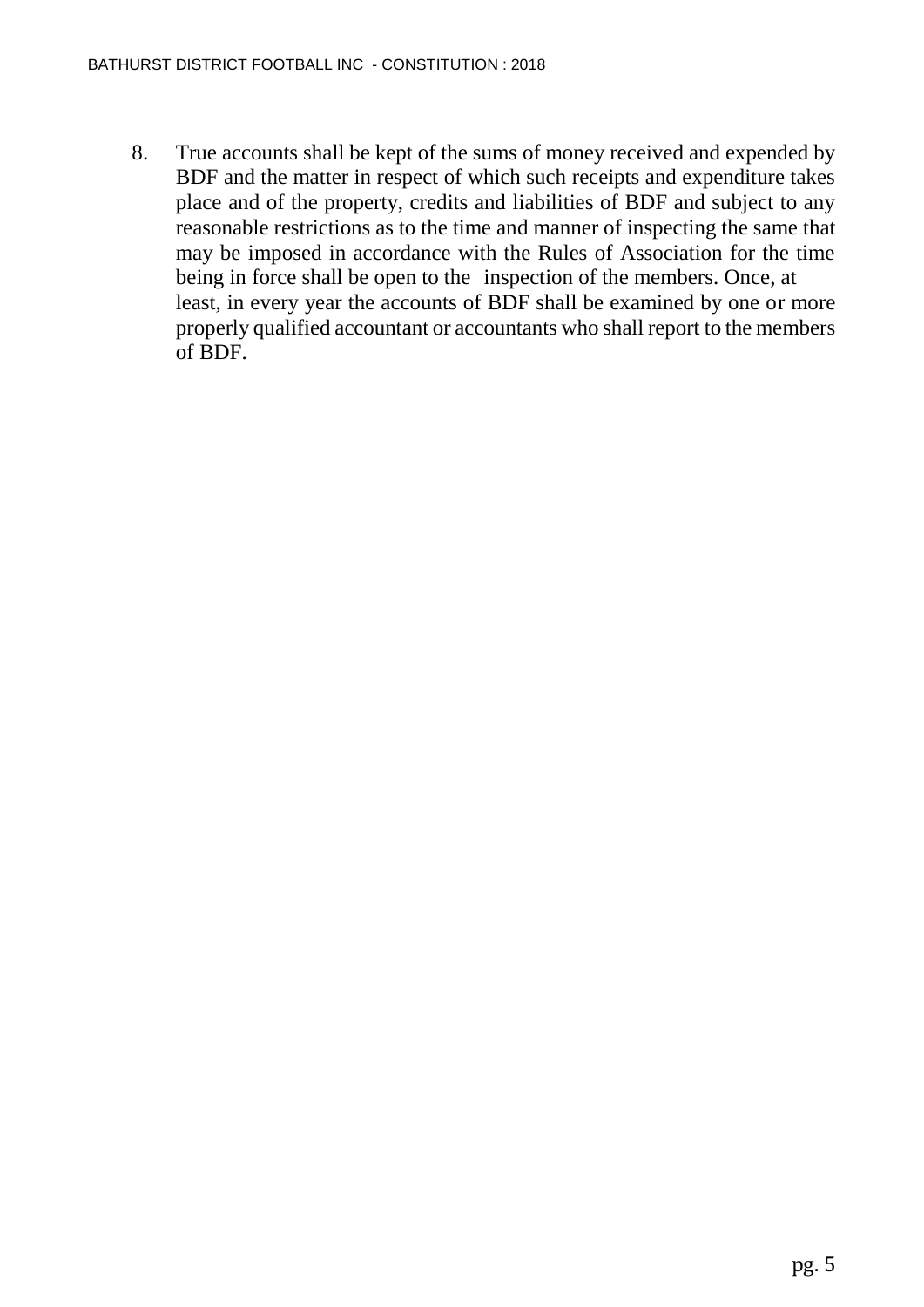8. True accounts shall be kept of the sums of money received and expended by BDF and the matter in respect of which such receipts and expenditure takes place and of the property, credits and liabilities of BDF and subject to any reasonable restrictions as to the time and manner of inspecting the same that may be imposed in accordance with the Rules of Association for the time being in force shall be open to the inspection of the members. Once, at least, in every year the accounts of BDF shall be examined by one or more properly qualified accountant or accountants who shall report to the members of BDF.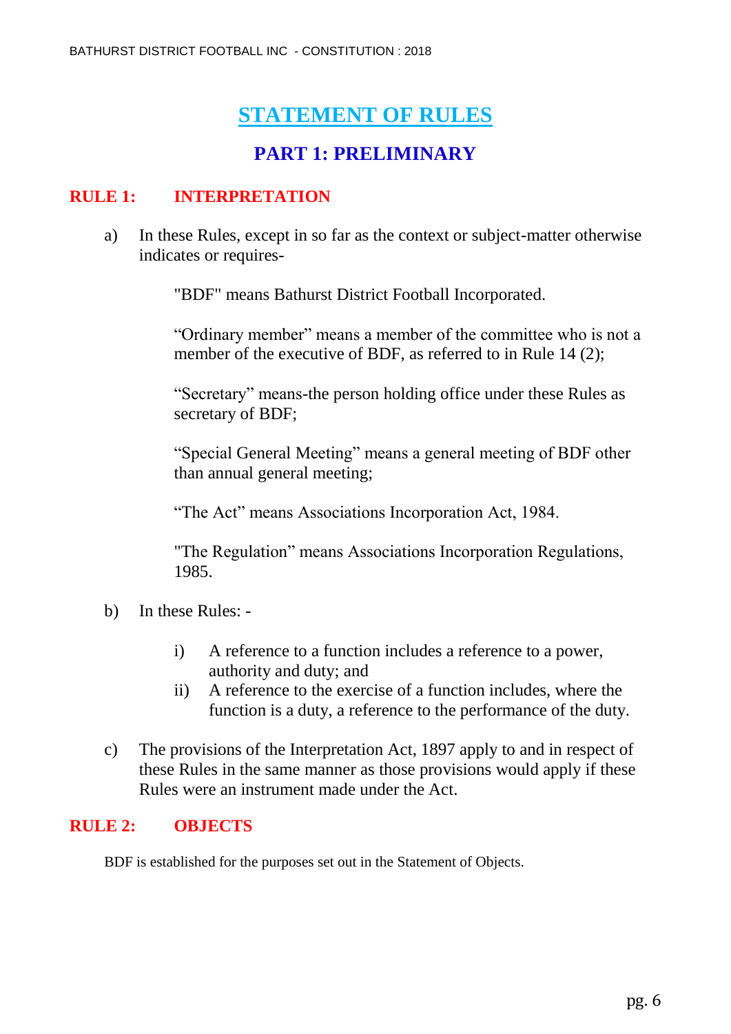# STATEMENT OF RULES

## PART 1: PRELIMINARY

### RULE 1: INTERPRETATION

a) In these Rules, except in so far as the context or subject-matter otherwise indicates or requires-

"BDF" means Bathurst District Football Incorporated.

“Ordinary member” means a member of the committee who is not a member of the executive of BDF, as referred to in Rule 14 (2);

“Secretary” means-the person holding office under these Rules as secretary of BDF;

“Special General Meeting” means a general meeting of BDF other than annual general meeting;

“The Act” means Associations Incorporation Act, 1984.

"The Regulation” means Associations Incorporation Regulations, 1985.

b) In these Rules: -

i) A reference to a function includes a reference to a power, authority and duty; and
ii) A reference to the exercise of a function includes, where the function is a duty, a reference to the performance of the duty.

c) The provisions of the Interpretation Act, 1897 apply to and in respect of these Rules in the same manner as those provisions would apply if these Rules were an instrument made under the Act.

### RULE 2: OBJECTS

BDF is established for the purposes set out in the Statement of Objects.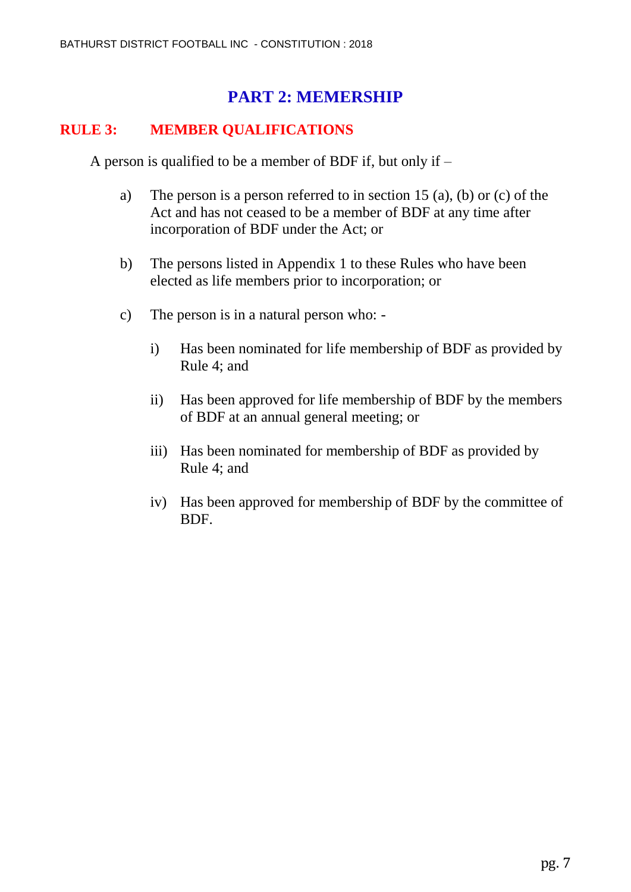# PART 2: MEMERSHIP

## RULE 3: MEMBER QUALIFICATIONS

A person is qualified to be a member of BDF if, but only if –

a) The person is a person referred to in section 15 (a), (b) or (c) of the Act and has not ceased to be a member of BDF at any time after incorporation of BDF under the Act; or

b) The persons listed in Appendix 1 to these Rules who have been elected as life members prior to incorporation; or

c) The person is in a natural person who: -

   i) Has been nominated for life membership of BDF as provided by Rule 4; and

   ii) Has been approved for life membership of BDF by the members of BDF at an annual general meeting; or

   iii) Has been nominated for membership of BDF as provided by Rule 4; and

   iv) Has been approved for membership of BDF by the committee of BDF.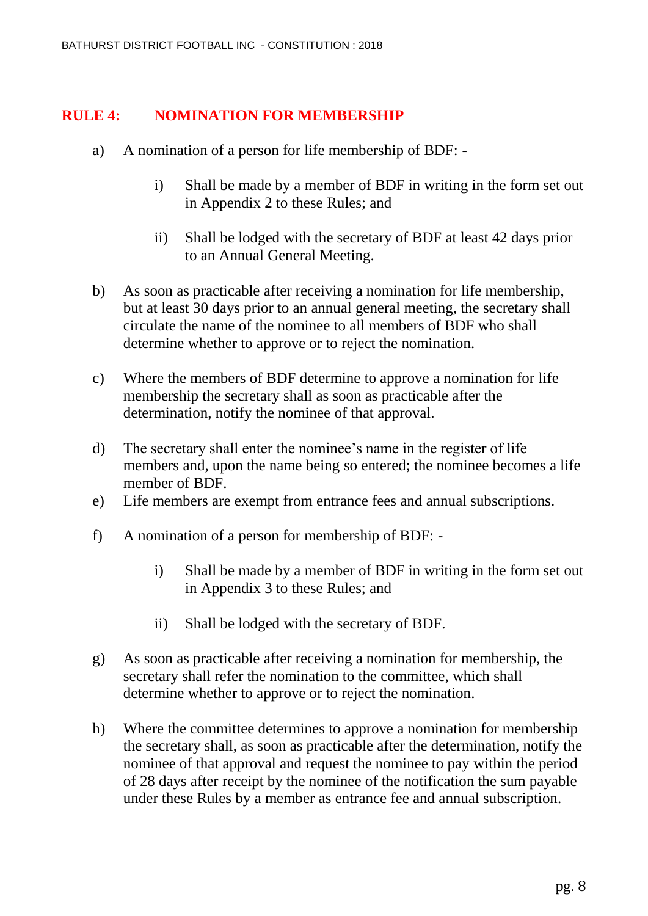## RULE 4: NOMINATION FOR MEMBERSHIP

a) A nomination of a person for life membership of BDF: -

   i) Shall be made by a member of BDF in writing in the form set out in Appendix 2 to these Rules; and

   ii) Shall be lodged with the secretary of BDF at least 42 days prior to an Annual General Meeting.

b) As soon as practicable after receiving a nomination for life membership, but at least 30 days prior to an annual general meeting, the secretary shall circulate the name of the nominee to all members of BDF who shall determine whether to approve or to reject the nomination.

c) Where the members of BDF determine to approve a nomination for life membership the secretary shall as soon as practicable after the determination, notify the nominee of that approval.

d) The secretary shall enter the nominee's name in the register of life members and, upon the name being so entered; the nominee becomes a life member of BDF.

e) Life members are exempt from entrance fees and annual subscriptions.

f) A nomination of a person for membership of BDF: -

   i) Shall be made by a member of BDF in writing in the form set out in Appendix 3 to these Rules; and

   ii) Shall be lodged with the secretary of BDF.

g) As soon as practicable after receiving a nomination for membership, the secretary shall refer the nomination to the committee, which shall determine whether to approve or to reject the nomination.

h) Where the committee determines to approve a nomination for membership the secretary shall, as soon as practicable after the determination, notify the nominee of that approval and request the nominee to pay within the period of 28 days after receipt by the nominee of the notification the sum payable under these Rules by a member as entrance fee and annual subscription.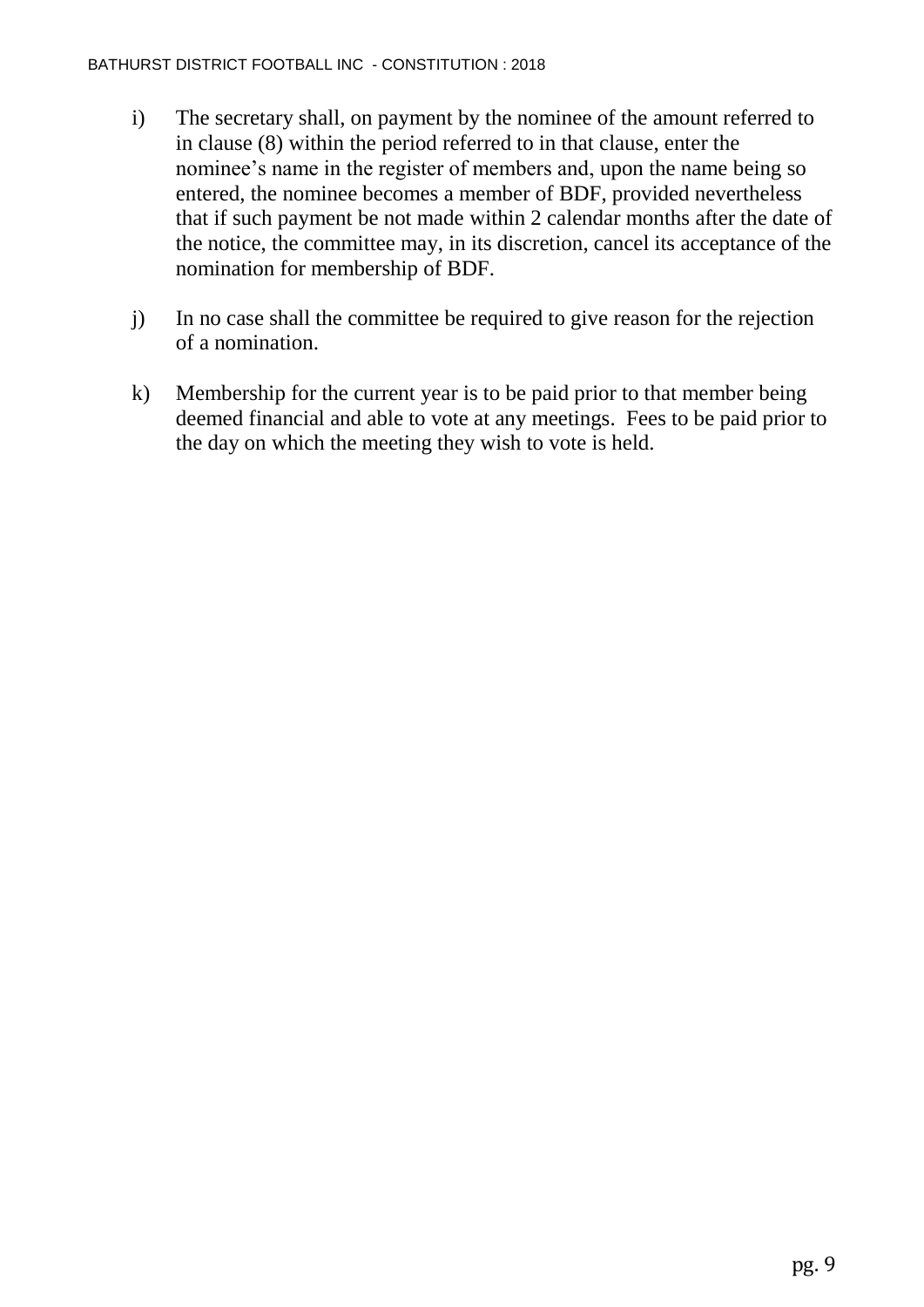i) The secretary shall, on payment by the nominee of the amount referred to in clause (8) within the period referred to in that clause, enter the nominee's name in the register of members and, upon the name being so entered, the nominee becomes a member of BDF, provided nevertheless that if such payment be not made within 2 calendar months after the date of the notice, the committee may, in its discretion, cancel its acceptance of the nomination for membership of BDF.

j) In no case shall the committee be required to give reason for the rejection of a nomination.

k) Membership for the current year is to be paid prior to that member being deemed financial and able to vote at any meetings. Fees to be paid prior to the day on which the meeting they wish to vote is held.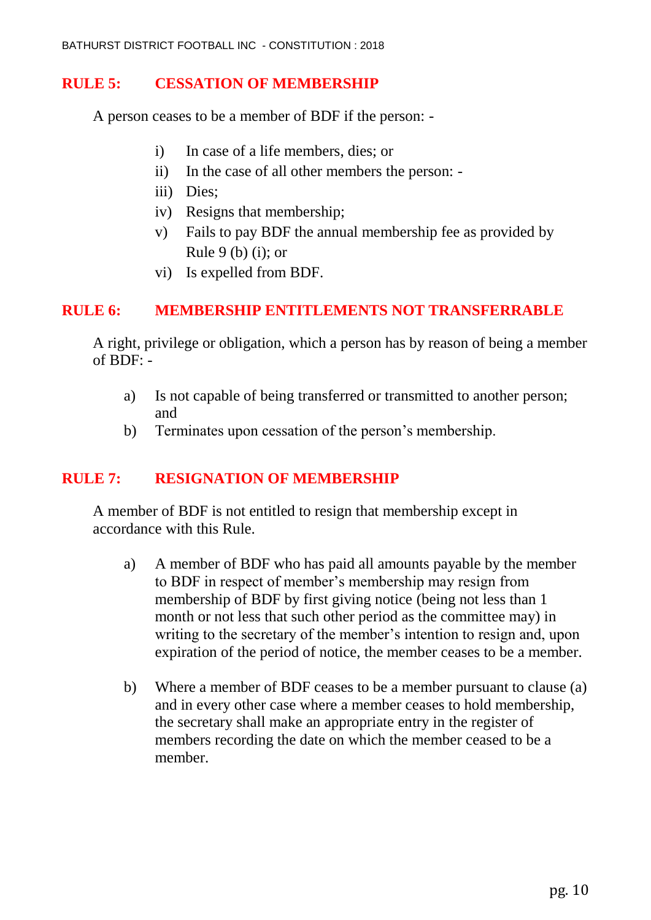## RULE 5: CESSATION OF MEMBERSHIP

A person ceases to be a member of BDF if the person: -

i) In case of a life members, dies; or
ii) In the case of all other members the person: -
iii) Dies;
iv) Resigns that membership;
v) Fails to pay BDF the annual membership fee as provided by Rule 9 (b) (i); or
vi) Is expelled from BDF.

## RULE 6: MEMBERSHIP ENTITLEMENTS NOT TRANSFERRABLE

A right, privilege or obligation, which a person has by reason of being a member of BDF: -

a) Is not capable of being transferred or transmitted to another person; and
b) Terminates upon cessation of the person's membership.

## RULE 7: RESIGNATION OF MEMBERSHIP

A member of BDF is not entitled to resign that membership except in accordance with this Rule.

a) A member of BDF who has paid all amounts payable by the member to BDF in respect of member's membership may resign from membership of BDF by first giving notice (being not less than 1 month or not less that such other period as the committee may) in writing to the secretary of the member's intention to resign and, upon expiration of the period of notice, the member ceases to be a member.

b) Where a member of BDF ceases to be a member pursuant to clause (a) and in every other case where a member ceases to hold membership, the secretary shall make an appropriate entry in the register of members recording the date on which the member ceased to be a member.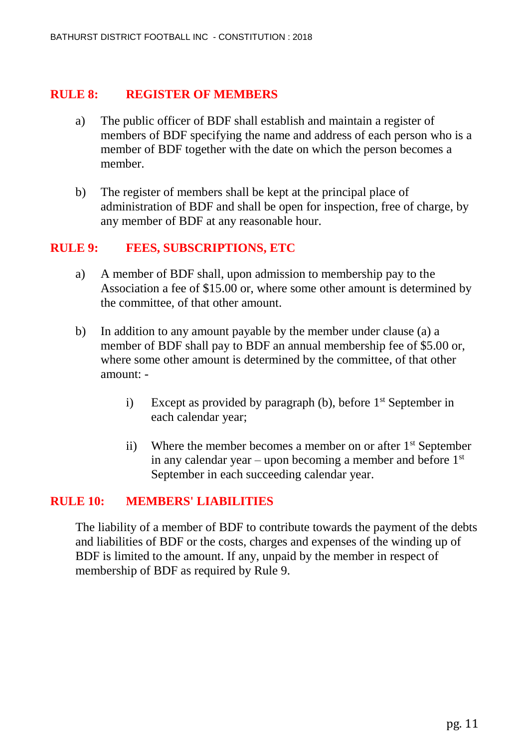## RULE 8: REGISTER OF MEMBERS

a) The public officer of BDF shall establish and maintain a register of members of BDF specifying the name and address of each person who is a member of BDF together with the date on which the person becomes a member.

b) The register of members shall be kept at the principal place of administration of BDF and shall be open for inspection, free of charge, by any member of BDF at any reasonable hour.

## RULE 9: FEES, SUBSCRIPTIONS, ETC

a) A member of BDF shall, upon admission to membership pay to the Association a fee of $15.00 or, where some other amount is determined by the committee, of that other amount.

b) In addition to any amount payable by the member under clause (a) a member of BDF shall pay to BDF an annual membership fee of $5.00 or, where some other amount is determined by the committee, of that other amount: -

   i) Except as provided by paragraph (b), before 1st September in each calendar year;

   ii) Where the member becomes a member on or after 1st September in any calendar year – upon becoming a member and before 1st September in each succeeding calendar year.

## RULE 10: MEMBERS' LIABILITIES

The liability of a member of BDF to contribute towards the payment of the debts and liabilities of BDF or the costs, charges and expenses of the winding up of BDF is limited to the amount. If any, unpaid by the member in respect of membership of BDF as required by Rule 9.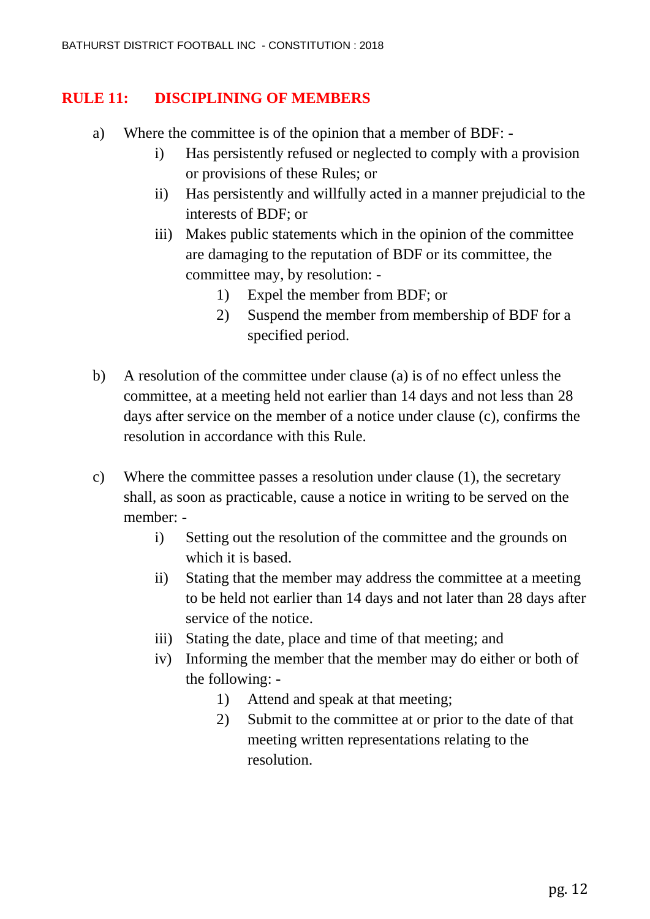## RULE 11: DISCIPLINING OF MEMBERS

a) Where the committee is of the opinion that a member of BDF: -

   i) Has persistently refused or neglected to comply with a provision or provisions of these Rules; or

   ii) Has persistently and willfully acted in a manner prejudicial to the interests of BDF; or

   iii) Makes public statements which in the opinion of the committee are damaging to the reputation of BDF or its committee, the committee may, by resolution: -

      1) Expel the member from BDF; or

      2) Suspend the member from membership of BDF for a specified period.

b) A resolution of the committee under clause (a) is of no effect unless the committee, at a meeting held not earlier than 14 days and not less than 28 days after service on the member of a notice under clause (c), confirms the resolution in accordance with this Rule.

c) Where the committee passes a resolution under clause (1), the secretary shall, as soon as practicable, cause a notice in writing to be served on the member: -

   i) Setting out the resolution of the committee and the grounds on which it is based.

   ii) Stating that the member may address the committee at a meeting to be held not earlier than 14 days and not later than 28 days after service of the notice.

   iii) Stating the date, place and time of that meeting; and

   iv) Informing the member that the member may do either or both of the following: -

      1) Attend and speak at that meeting;

      2) Submit to the committee at or prior to the date of that meeting written representations relating to the resolution.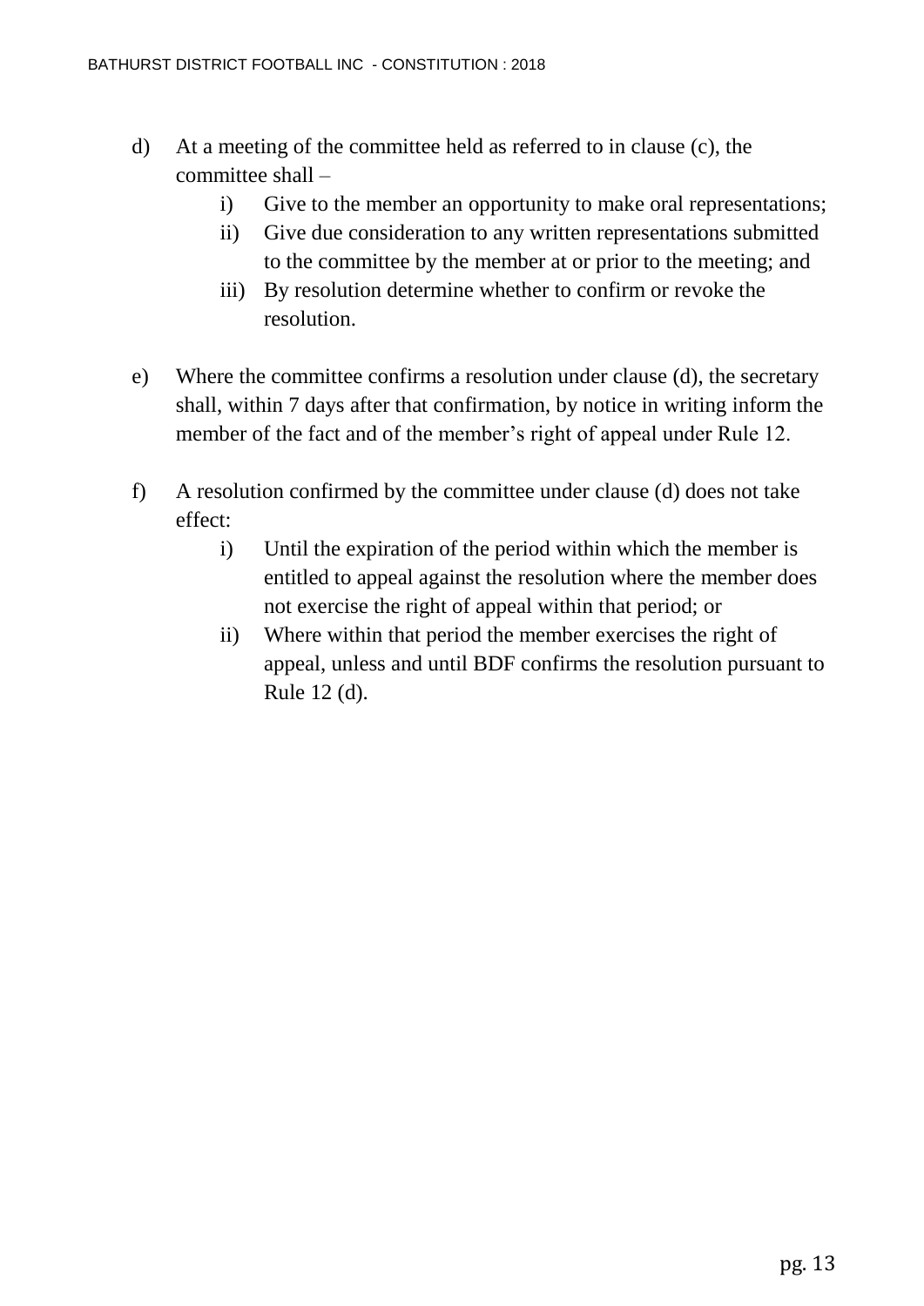d) At a meeting of the committee held as referred to in clause (c), the committee shall –

   i) Give to the member an opportunity to make oral representations;
   ii) Give due consideration to any written representations submitted to the committee by the member at or prior to the meeting; and
   iii) By resolution determine whether to confirm or revoke the resolution.

e) Where the committee confirms a resolution under clause (d), the secretary shall, within 7 days after that confirmation, by notice in writing inform the member of the fact and of the member's right of appeal under Rule 12.

f) A resolution confirmed by the committee under clause (d) does not take effect:

   i) Until the expiration of the period within which the member is entitled to appeal against the resolution where the member does not exercise the right of appeal within that period; or
   ii) Where within that period the member exercises the right of appeal, unless and until BDF confirms the resolution pursuant to Rule 12 (d).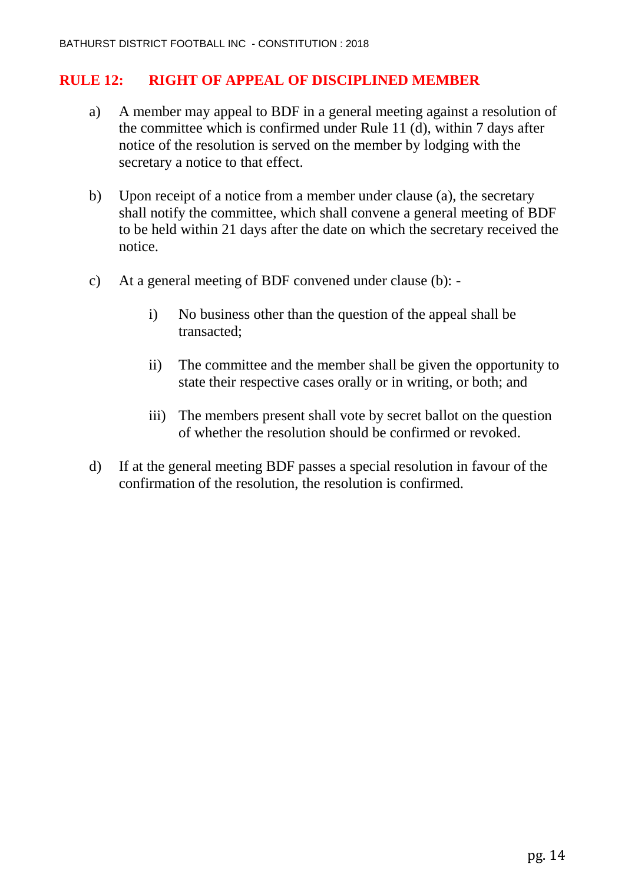## RULE 12: RIGHT OF APPEAL OF DISCIPLINED MEMBER

a) A member may appeal to BDF in a general meeting against a resolution of the committee which is confirmed under Rule 11 (d), within 7 days after notice of the resolution is served on the member by lodging with the secretary a notice to that effect.

b) Upon receipt of a notice from a member under clause (a), the secretary shall notify the committee, which shall convene a general meeting of BDF to be held within 21 days after the date on which the secretary received the notice.

c) At a general meeting of BDF convened under clause (b): -

   i) No business other than the question of the appeal shall be transacted;

   ii) The committee and the member shall be given the opportunity to state their respective cases orally or in writing, or both; and

   iii) The members present shall vote by secret ballot on the question of whether the resolution should be confirmed or revoked.

d) If at the general meeting BDF passes a special resolution in favour of the confirmation of the resolution, the resolution is confirmed.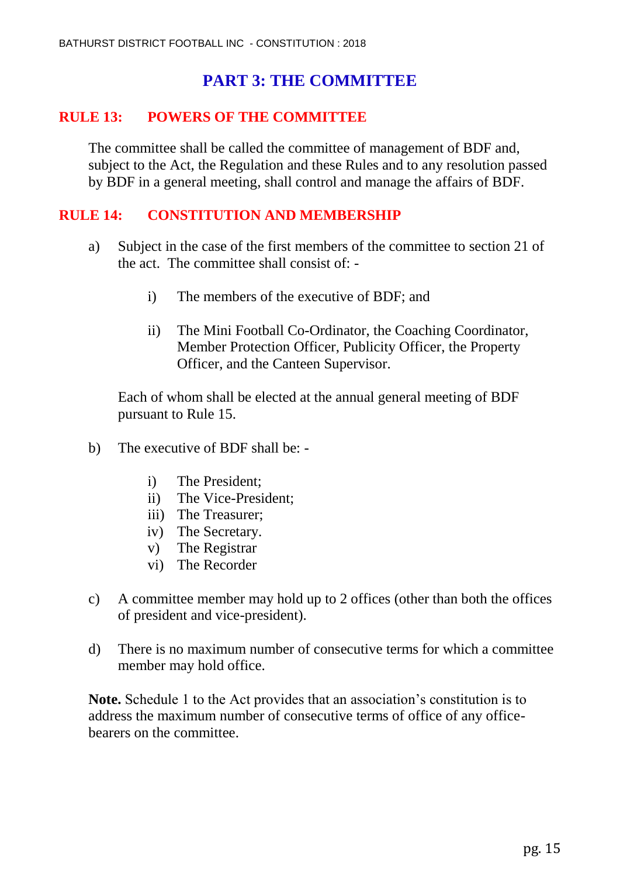# PART 3: THE COMMITTEE

## RULE 13: POWERS OF THE COMMITTEE

The committee shall be called the committee of management of BDF and, subject to the Act, the Regulation and these Rules and to any resolution passed by BDF in a general meeting, shall control and manage the affairs of BDF.

## RULE 14: CONSTITUTION AND MEMBERSHIP

a) Subject in the case of the first members of the committee to section 21 of the act. The committee shall consist of: -

   i) The members of the executive of BDF; and

   ii) The Mini Football Co-Ordinator, the Coaching Coordinator, Member Protection Officer, Publicity Officer, the Property Officer, and the Canteen Supervisor.

   Each of whom shall be elected at the annual general meeting of BDF pursuant to Rule 15.

b) The executive of BDF shall be: -

   i) The President;
   ii) The Vice-President;
   iii) The Treasurer;
   iv) The Secretary.
   v) The Registrar
   vi) The Recorder

c) A committee member may hold up to 2 offices (other than both the offices of president and vice-president).

d) There is no maximum number of consecutive terms for which a committee member may hold office.

**Note.** Schedule 1 to the Act provides that an association's constitution is to address the maximum number of consecutive terms of office of any office-bearers on the committee.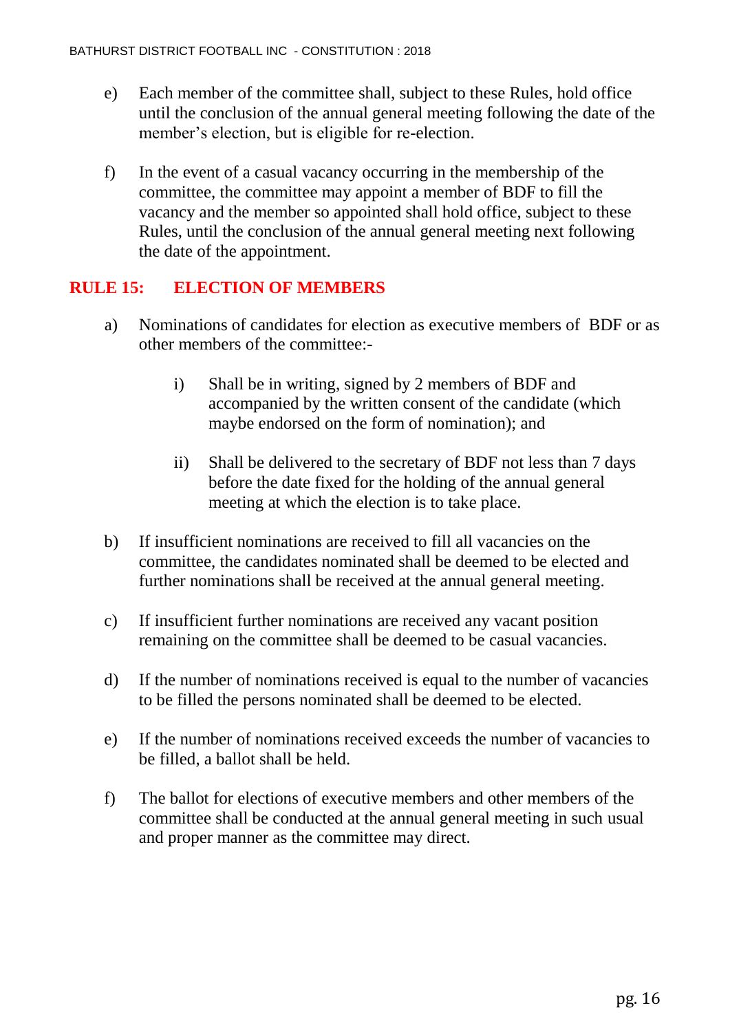e) Each member of the committee shall, subject to these Rules, hold office until the conclusion of the annual general meeting following the date of the member's election, but is eligible for re-election.

f) In the event of a casual vacancy occurring in the membership of the committee, the committee may appoint a member of BDF to fill the vacancy and the member so appointed shall hold office, subject to these Rules, until the conclusion of the annual general meeting next following the date of the appointment.

## RULE 15: ELECTION OF MEMBERS

a) Nominations of candidates for election as executive members of BDF or as other members of the committee:-

   i) Shall be in writing, signed by 2 members of BDF and accompanied by the written consent of the candidate (which maybe endorsed on the form of nomination); and

   ii) Shall be delivered to the secretary of BDF not less than 7 days before the date fixed for the holding of the annual general meeting at which the election is to take place.

b) If insufficient nominations are received to fill all vacancies on the committee, the candidates nominated shall be deemed to be elected and further nominations shall be received at the annual general meeting.

c) If insufficient further nominations are received any vacant position remaining on the committee shall be deemed to be casual vacancies.

d) If the number of nominations received is equal to the number of vacancies to be filled the persons nominated shall be deemed to be elected.

e) If the number of nominations received exceeds the number of vacancies to be filled, a ballot shall be held.

f) The ballot for elections of executive members and other members of the committee shall be conducted at the annual general meeting in such usual and proper manner as the committee may direct.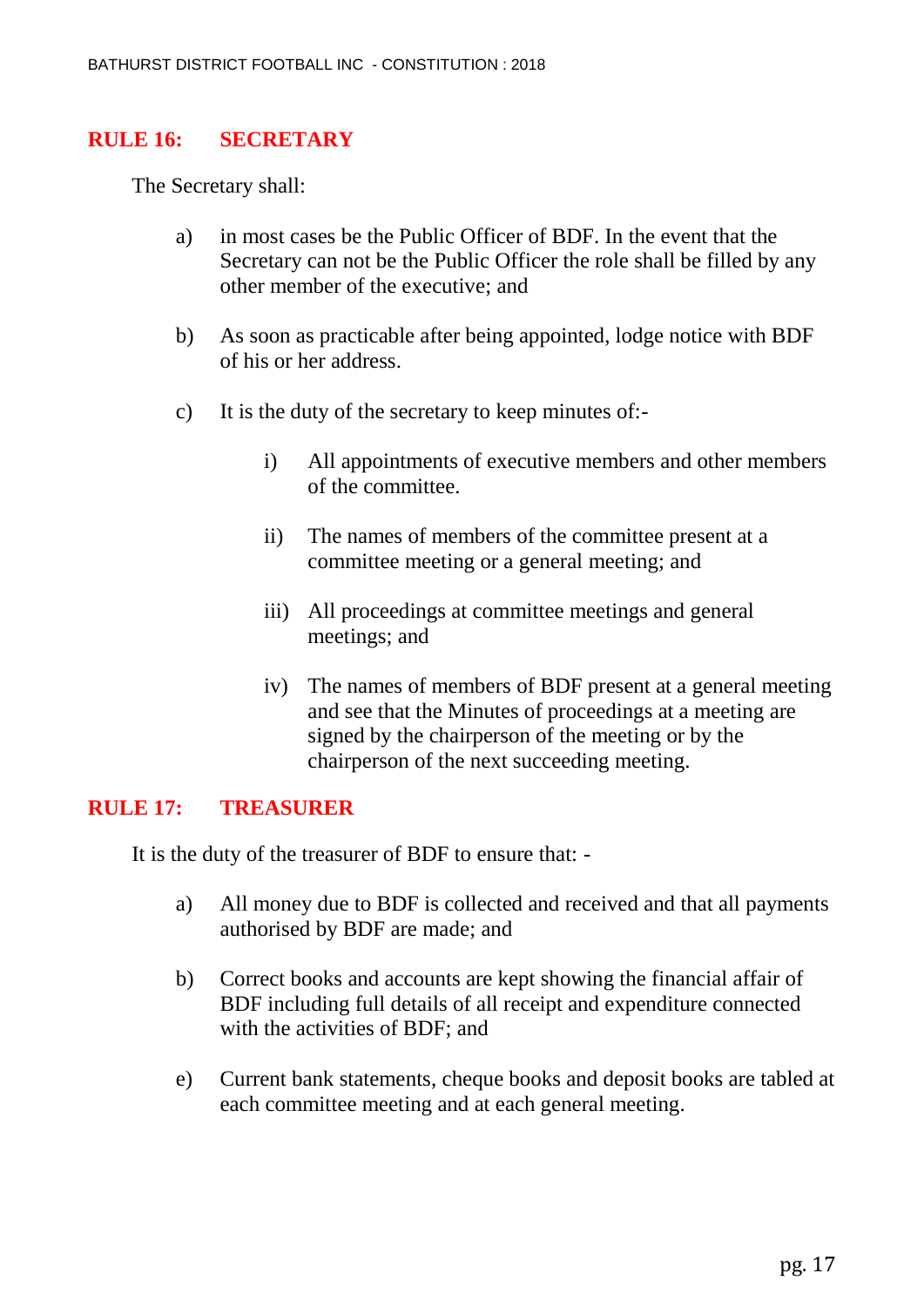## RULE 16: SECRETARY

The Secretary shall:

a) in most cases be the Public Officer of BDF. In the event that the Secretary can not be the Public Officer the role shall be filled by any other member of the executive; and

b) As soon as practicable after being appointed, lodge notice with BDF of his or her address.

c) It is the duty of the secretary to keep minutes of:-

   i) All appointments of executive members and other members of the committee.

   ii) The names of members of the committee present at a committee meeting or a general meeting; and

   iii) All proceedings at committee meetings and general meetings; and

   iv) The names of members of BDF present at a general meeting and see that the Minutes of proceedings at a meeting are signed by the chairperson of the meeting or by the chairperson of the next succeeding meeting.

## RULE 17: TREASURER

It is the duty of the treasurer of BDF to ensure that: -

a) All money due to BDF is collected and received and that all payments authorised by BDF are made; and

b) Correct books and accounts are kept showing the financial affair of BDF including full details of all receipt and expenditure connected with the activities of BDF; and

e) Current bank statements, cheque books and deposit books are tabled at each committee meeting and at each general meeting.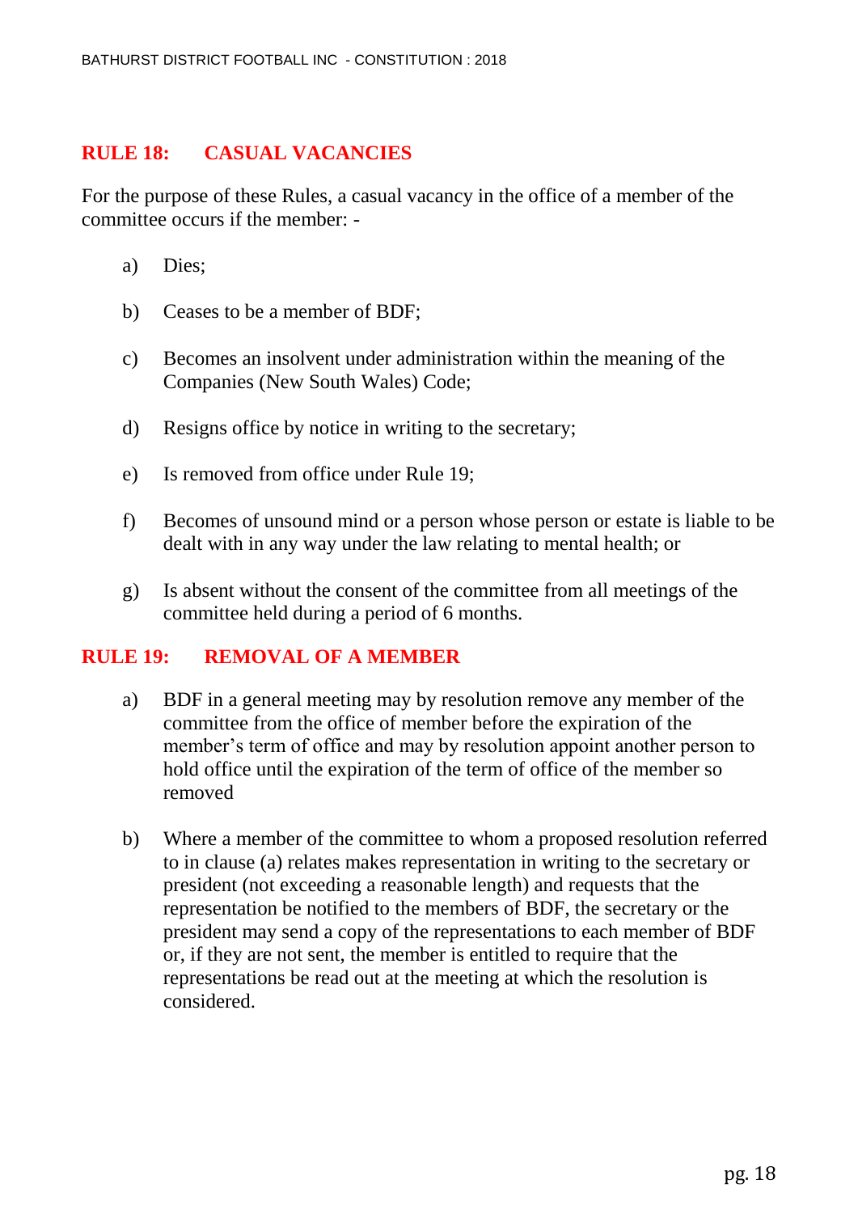## RULE 18: CASUAL VACANCIES

For the purpose of these Rules, a casual vacancy in the office of a member of the committee occurs if the member: -

a) Dies;

b) Ceases to be a member of BDF;

c) Becomes an insolvent under administration within the meaning of the Companies (New South Wales) Code;

d) Resigns office by notice in writing to the secretary;

e) Is removed from office under Rule 19;

f) Becomes of unsound mind or a person whose person or estate is liable to be dealt with in any way under the law relating to mental health; or

g) Is absent without the consent of the committee from all meetings of the committee held during a period of 6 months.

## RULE 19: REMOVAL OF A MEMBER

a) BDF in a general meeting may by resolution remove any member of the committee from the office of member before the expiration of the member's term of office and may by resolution appoint another person to hold office until the expiration of the term of office of the member so removed

b) Where a member of the committee to whom a proposed resolution referred to in clause (a) relates makes representation in writing to the secretary or president (not exceeding a reasonable length) and requests that the representation be notified to the members of BDF, the secretary or the president may send a copy of the representations to each member of BDF or, if they are not sent, the member is entitled to require that the representations be read out at the meeting at which the resolution is considered.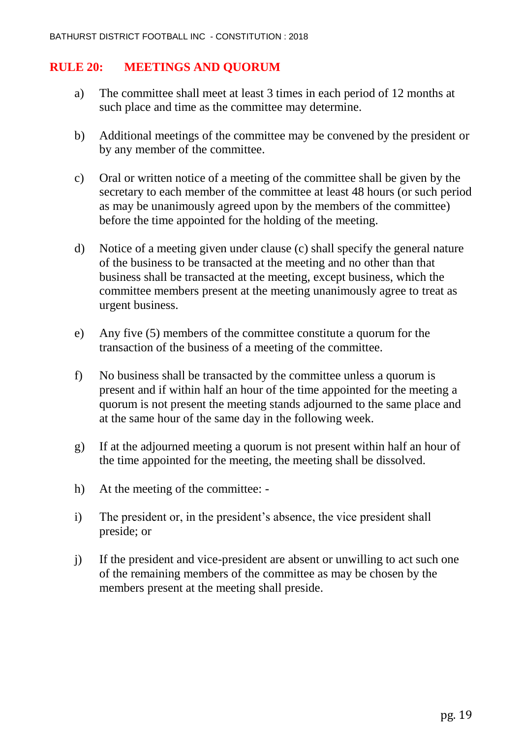## RULE 20: MEETINGS AND QUORUM

a) The committee shall meet at least 3 times in each period of 12 months at such place and time as the committee may determine.

b) Additional meetings of the committee may be convened by the president or by any member of the committee.

c) Oral or written notice of a meeting of the committee shall be given by the secretary to each member of the committee at least 48 hours (or such period as may be unanimously agreed upon by the members of the committee) before the time appointed for the holding of the meeting.

d) Notice of a meeting given under clause (c) shall specify the general nature of the business to be transacted at the meeting and no other than that business shall be transacted at the meeting, except business, which the committee members present at the meeting unanimously agree to treat as urgent business.

e) Any five (5) members of the committee constitute a quorum for the transaction of the business of a meeting of the committee.

f) No business shall be transacted by the committee unless a quorum is present and if within half an hour of the time appointed for the meeting a quorum is not present the meeting stands adjourned to the same place and at the same hour of the same day in the following week.

g) If at the adjourned meeting a quorum is not present within half an hour of the time appointed for the meeting, the meeting shall be dissolved.

h) At the meeting of the committee: -

i) The president or, in the president's absence, the vice president shall preside; or

j) If the president and vice-president are absent or unwilling to act such one of the remaining members of the committee as may be chosen by the members present at the meeting shall preside.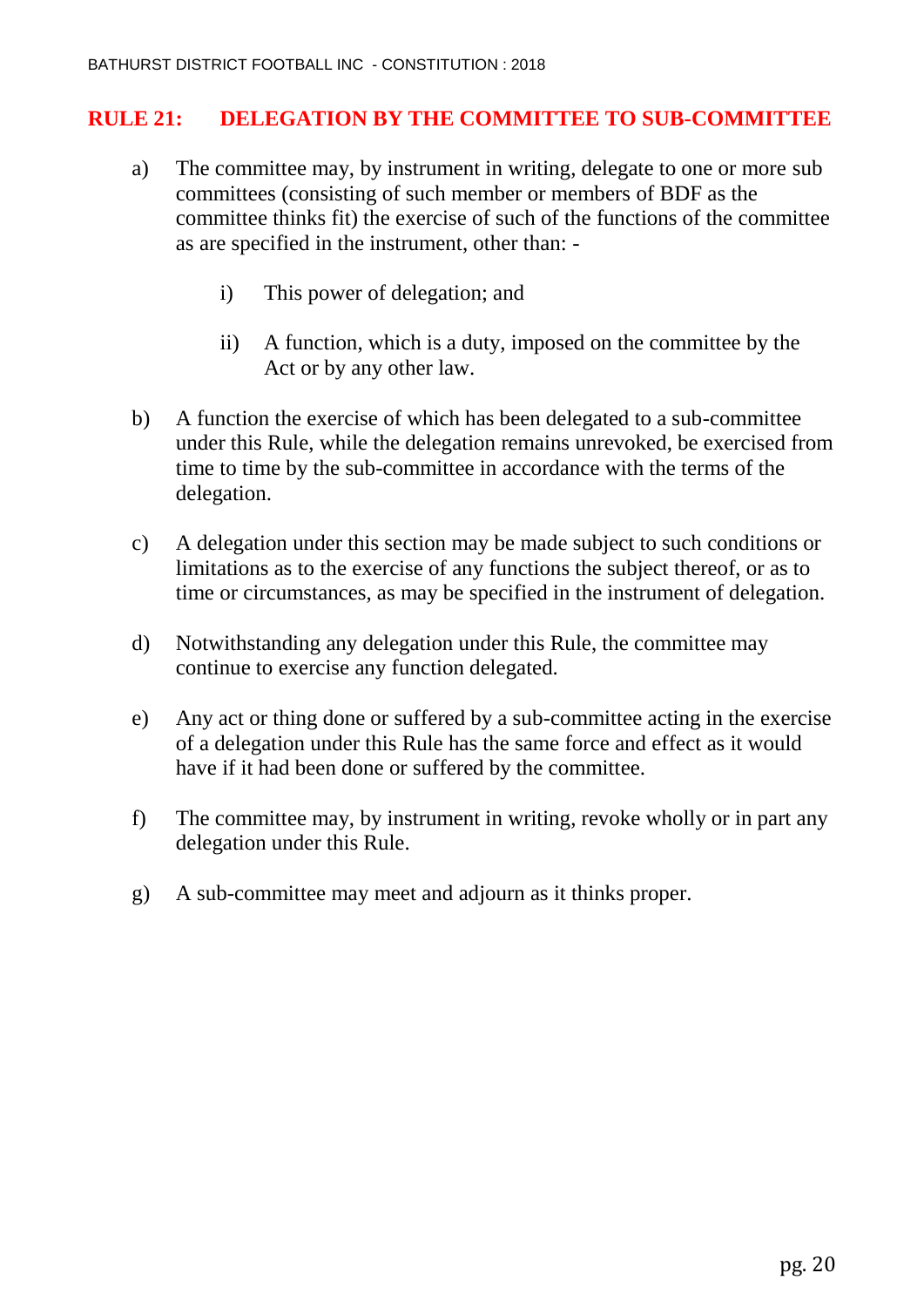## RULE 21: DELEGATION BY THE COMMITTEE TO SUB-COMMITTEE

a) The committee may, by instrument in writing, delegate to one or more sub committees (consisting of such member or members of BDF as the committee thinks fit) the exercise of such of the functions of the committee as are specified in the instrument, other than: -

   i) This power of delegation; and

   ii) A function, which is a duty, imposed on the committee by the Act or by any other law.

b) A function the exercise of which has been delegated to a sub-committee under this Rule, while the delegation remains unrevoked, be exercised from time to time by the sub-committee in accordance with the terms of the delegation.

c) A delegation under this section may be made subject to such conditions or limitations as to the exercise of any functions the subject thereof, or as to time or circumstances, as may be specified in the instrument of delegation.

d) Notwithstanding any delegation under this Rule, the committee may continue to exercise any function delegated.

e) Any act or thing done or suffered by a sub-committee acting in the exercise of a delegation under this Rule has the same force and effect as it would have if it had been done or suffered by the committee.

f) The committee may, by instrument in writing, revoke wholly or in part any delegation under this Rule.

g) A sub-committee may meet and adjourn as it thinks proper.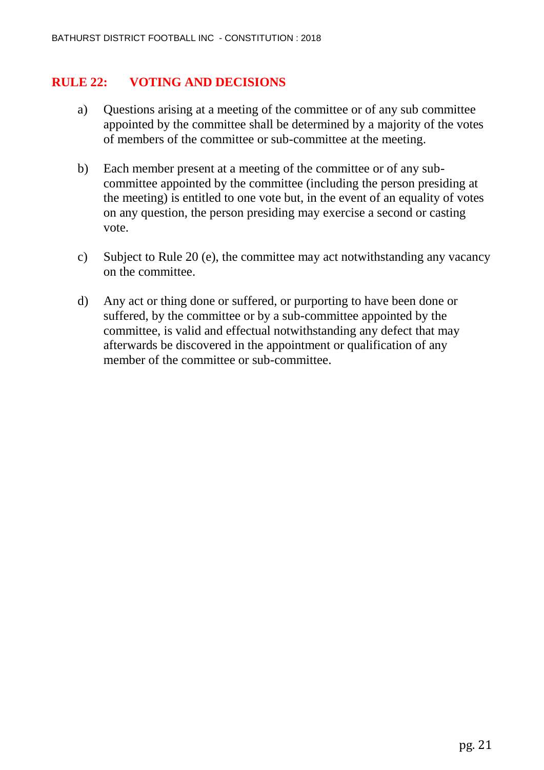## RULE 22: VOTING AND DECISIONS

a) Questions arising at a meeting of the committee or of any sub committee appointed by the committee shall be determined by a majority of the votes of members of the committee or sub-committee at the meeting.

b) Each member present at a meeting of the committee or of any sub-committee appointed by the committee (including the person presiding at the meeting) is entitled to one vote but, in the event of an equality of votes on any question, the person presiding may exercise a second or casting vote.

c) Subject to Rule 20 (e), the committee may act notwithstanding any vacancy on the committee.

d) Any act or thing done or suffered, or purporting to have been done or suffered, by the committee or by a sub-committee appointed by the committee, is valid and effectual notwithstanding any defect that may afterwards be discovered in the appointment or qualification of any member of the committee or sub-committee.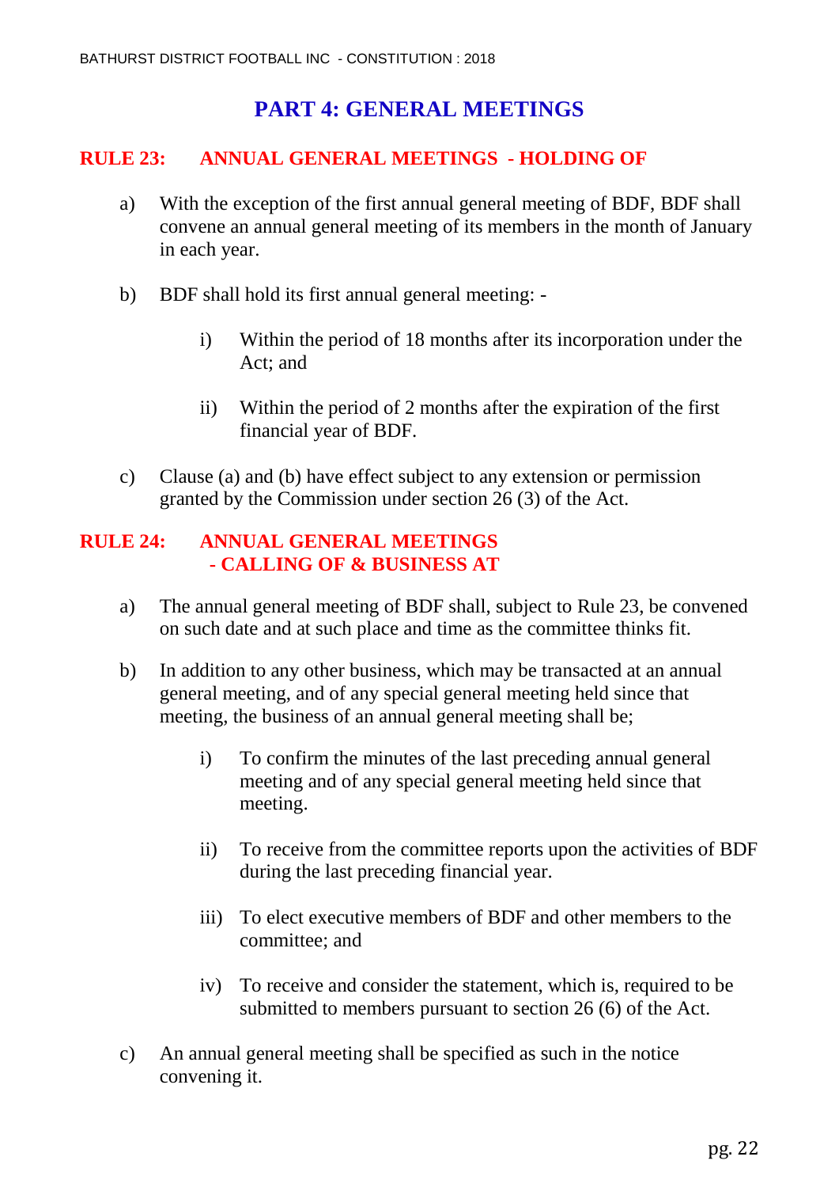# PART 4: GENERAL MEETINGS

## RULE 23: ANNUAL GENERAL MEETINGS - HOLDING OF

a) With the exception of the first annual general meeting of BDF, BDF shall convene an annual general meeting of its members in the month of January in each year.

b) BDF shall hold its first annual general meeting: -

  i) Within the period of 18 months after its incorporation under the Act; and

  ii) Within the period of 2 months after the expiration of the first financial year of BDF.

c) Clause (a) and (b) have effect subject to any extension or permission granted by the Commission under section 26 (3) of the Act.

## RULE 24: ANNUAL GENERAL MEETINGS - CALLING OF & BUSINESS AT

a) The annual general meeting of BDF shall, subject to Rule 23, be convened on such date and at such place and time as the committee thinks fit.

b) In addition to any other business, which may be transacted at an annual general meeting, and of any special general meeting held since that meeting, the business of an annual general meeting shall be;

  i) To confirm the minutes of the last preceding annual general meeting and of any special general meeting held since that meeting.

  ii) To receive from the committee reports upon the activities of BDF during the last preceding financial year.

  iii) To elect executive members of BDF and other members to the committee; and

  iv) To receive and consider the statement, which is, required to be submitted to members pursuant to section 26 (6) of the Act.

c) An annual general meeting shall be specified as such in the notice convening it.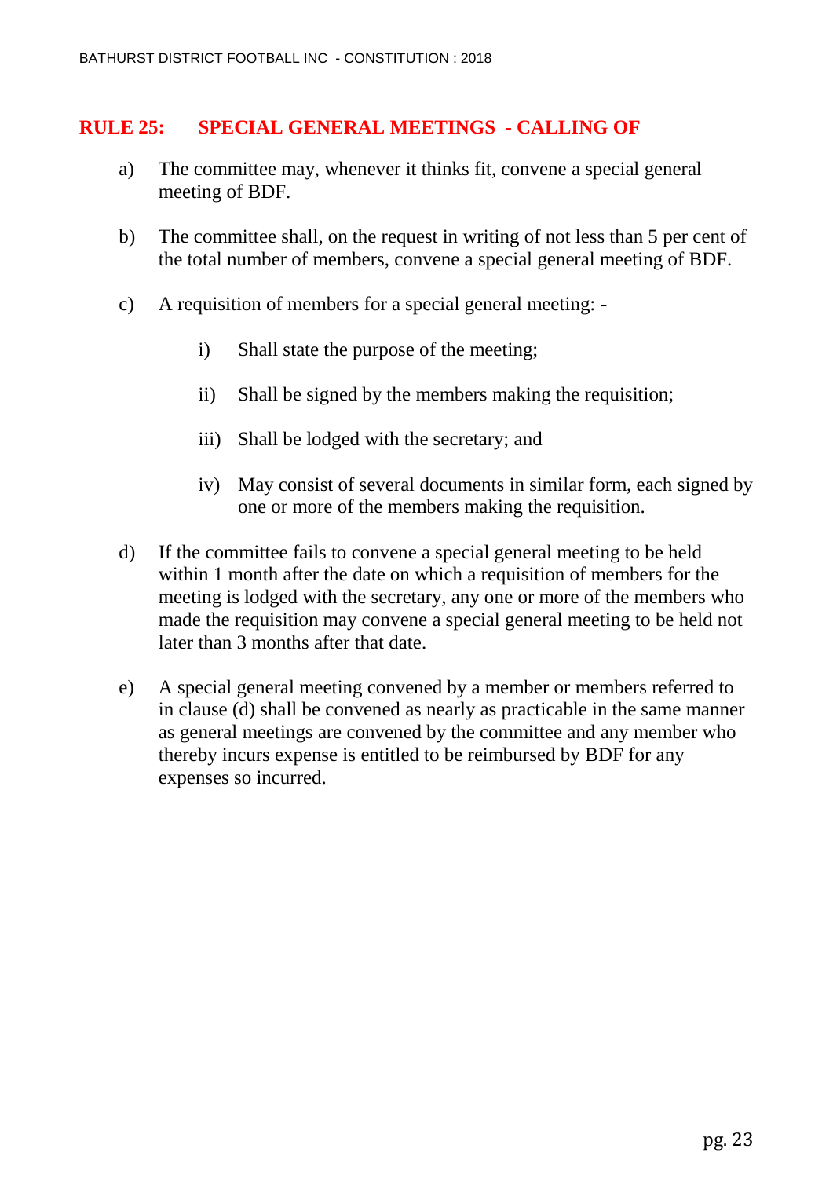## RULE 25: SPECIAL GENERAL MEETINGS - CALLING OF

a) The committee may, whenever it thinks fit, convene a special general meeting of BDF.

b) The committee shall, on the request in writing of not less than 5 per cent of the total number of members, convene a special general meeting of BDF.

c) A requisition of members for a special general meeting: -

   i) Shall state the purpose of the meeting;

   ii) Shall be signed by the members making the requisition;

   iii) Shall be lodged with the secretary; and

   iv) May consist of several documents in similar form, each signed by one or more of the members making the requisition.

d) If the committee fails to convene a special general meeting to be held within 1 month after the date on which a requisition of members for the meeting is lodged with the secretary, any one or more of the members who made the requisition may convene a special general meeting to be held not later than 3 months after that date.

e) A special general meeting convened by a member or members referred to in clause (d) shall be convened as nearly as practicable in the same manner as general meetings are convened by the committee and any member who thereby incurs expense is entitled to be reimbursed by BDF for any expenses so incurred.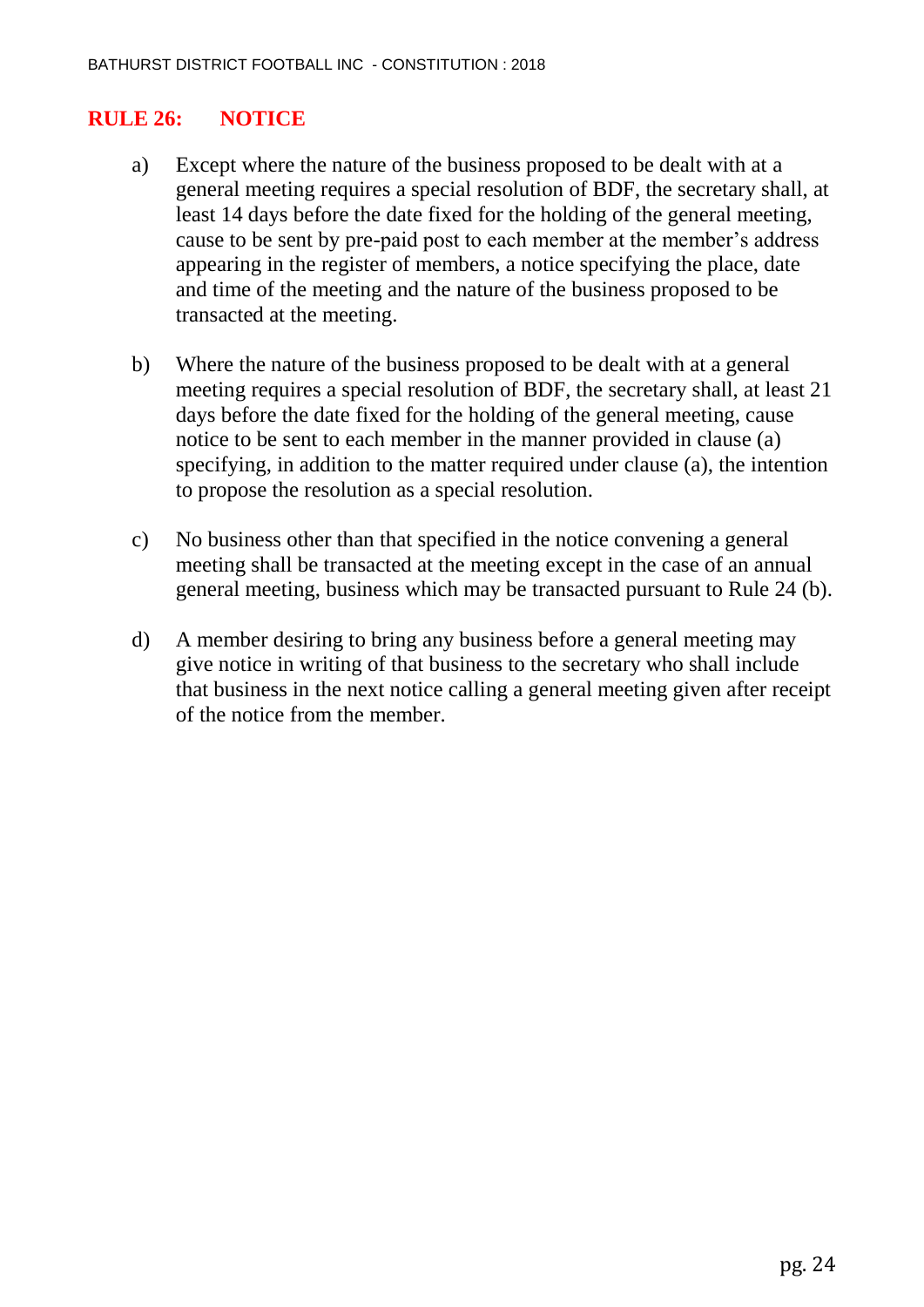## RULE 26: NOTICE

a) Except where the nature of the business proposed to be dealt with at a general meeting requires a special resolution of BDF, the secretary shall, at least 14 days before the date fixed for the holding of the general meeting, cause to be sent by pre-paid post to each member at the member's address appearing in the register of members, a notice specifying the place, date and time of the meeting and the nature of the business proposed to be transacted at the meeting.

b) Where the nature of the business proposed to be dealt with at a general meeting requires a special resolution of BDF, the secretary shall, at least 21 days before the date fixed for the holding of the general meeting, cause notice to be sent to each member in the manner provided in clause (a) specifying, in addition to the matter required under clause (a), the intention to propose the resolution as a special resolution.

c) No business other than that specified in the notice convening a general meeting shall be transacted at the meeting except in the case of an annual general meeting, business which may be transacted pursuant to Rule 24 (b).

d) A member desiring to bring any business before a general meeting may give notice in writing of that business to the secretary who shall include that business in the next notice calling a general meeting given after receipt of the notice from the member.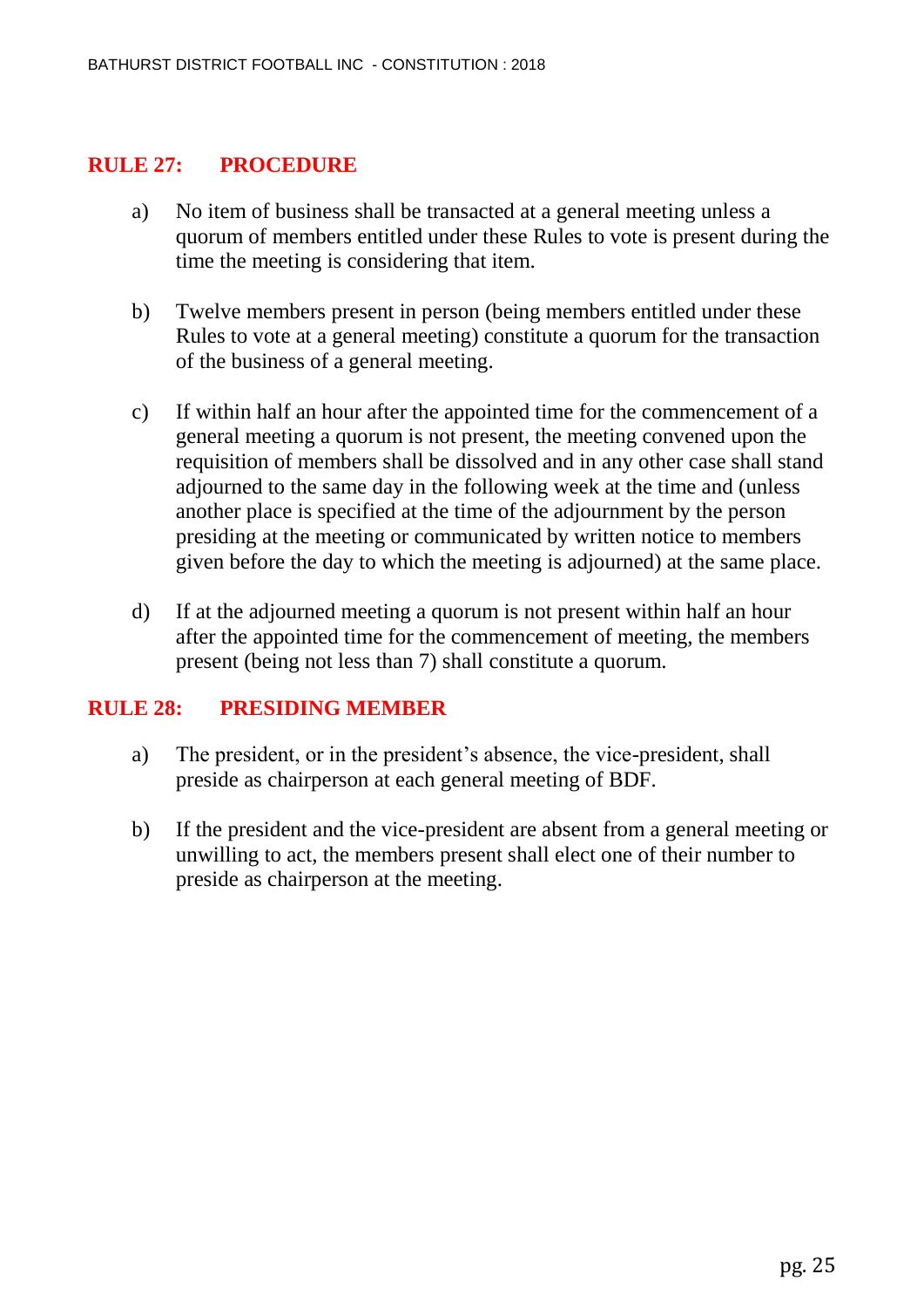## RULE 27: PROCEDURE

a) No item of business shall be transacted at a general meeting unless a quorum of members entitled under these Rules to vote is present during the time the meeting is considering that item.

b) Twelve members present in person (being members entitled under these Rules to vote at a general meeting) constitute a quorum for the transaction of the business of a general meeting.

c) If within half an hour after the appointed time for the commencement of a general meeting a quorum is not present, the meeting convened upon the requisition of members shall be dissolved and in any other case shall stand adjourned to the same day in the following week at the time and (unless another place is specified at the time of the adjournment by the person presiding at the meeting or communicated by written notice to members given before the day to which the meeting is adjourned) at the same place.

d) If at the adjourned meeting a quorum is not present within half an hour after the appointed time for the commencement of meeting, the members present (being not less than 7) shall constitute a quorum.

## RULE 28: PRESIDING MEMBER

a) The president, or in the president's absence, the vice-president, shall preside as chairperson at each general meeting of BDF.

b) If the president and the vice-president are absent from a general meeting or unwilling to act, the members present shall elect one of their number to preside as chairperson at the meeting.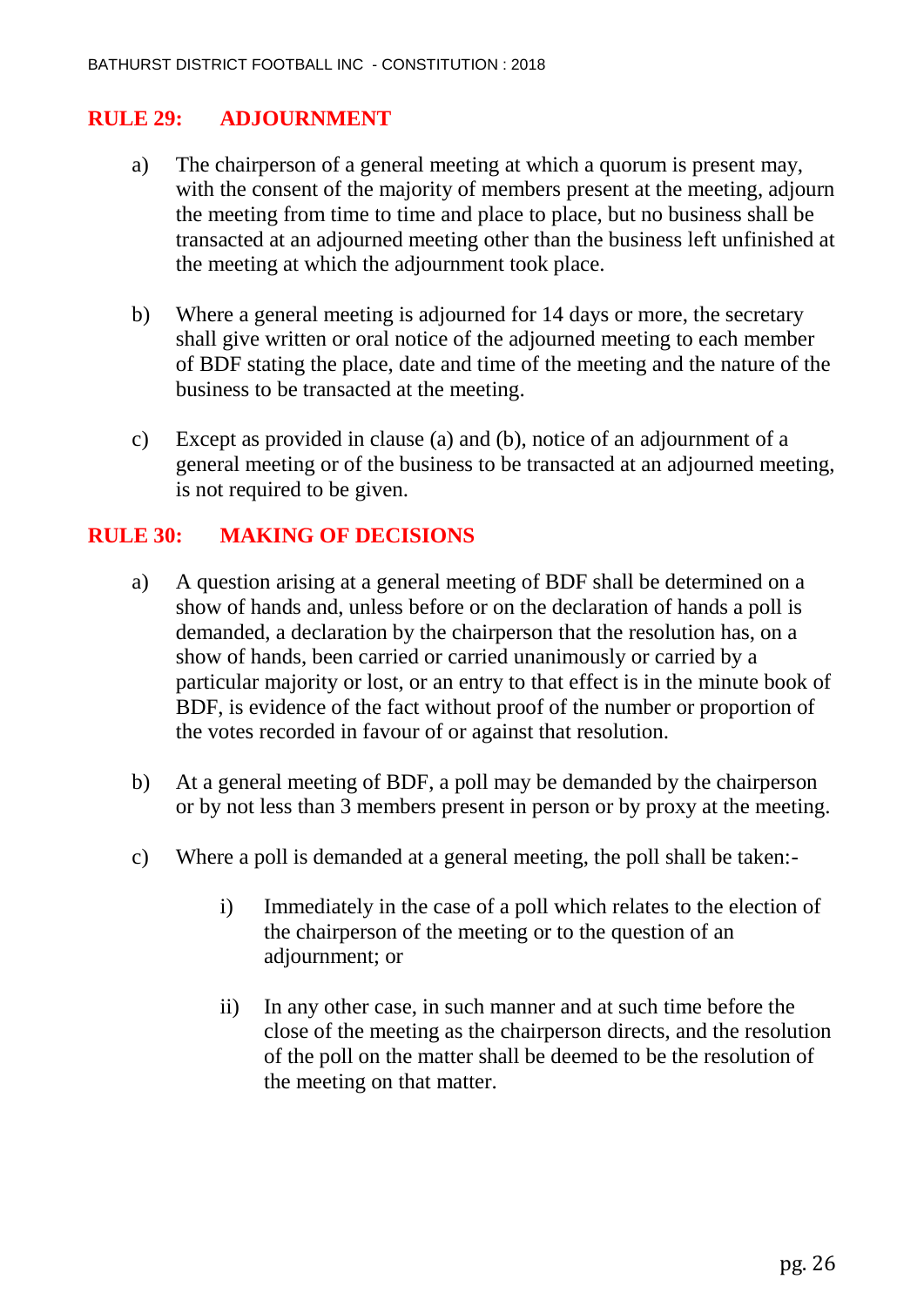## RULE 29: ADJOURNMENT

a) The chairperson of a general meeting at which a quorum is present may, with the consent of the majority of members present at the meeting, adjourn the meeting from time to time and place to place, but no business shall be transacted at an adjourned meeting other than the business left unfinished at the meeting at which the adjournment took place.

b) Where a general meeting is adjourned for 14 days or more, the secretary shall give written or oral notice of the adjourned meeting to each member of BDF stating the place, date and time of the meeting and the nature of the business to be transacted at the meeting.

c) Except as provided in clause (a) and (b), notice of an adjournment of a general meeting or of the business to be transacted at an adjourned meeting, is not required to be given.

## RULE 30: MAKING OF DECISIONS

a) A question arising at a general meeting of BDF shall be determined on a show of hands and, unless before or on the declaration of hands a poll is demanded, a declaration by the chairperson that the resolution has, on a show of hands, been carried or carried unanimously or carried by a particular majority or lost, or an entry to that effect is in the minute book of BDF, is evidence of the fact without proof of the number or proportion of the votes recorded in favour of or against that resolution.

b) At a general meeting of BDF, a poll may be demanded by the chairperson or by not less than 3 members present in person or by proxy at the meeting.

c) Where a poll is demanded at a general meeting, the poll shall be taken:-

   i) Immediately in the case of a poll which relates to the election of the chairperson of the meeting or to the question of an adjournment; or

   ii) In any other case, in such manner and at such time before the close of the meeting as the chairperson directs, and the resolution of the poll on the matter shall be deemed to be the resolution of the meeting on that matter.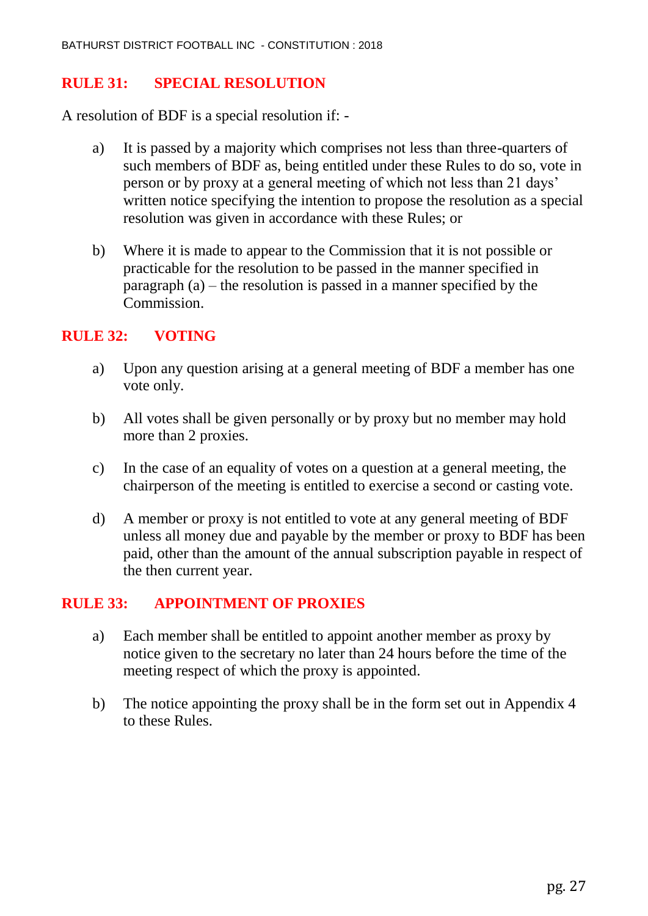## RULE 31: SPECIAL RESOLUTION

A resolution of BDF is a special resolution if: -

a) It is passed by a majority which comprises not less than three-quarters of such members of BDF as, being entitled under these Rules to do so, vote in person or by proxy at a general meeting of which not less than 21 days' written notice specifying the intention to propose the resolution as a special resolution was given in accordance with these Rules; or

b) Where it is made to appear to the Commission that it is not possible or practicable for the resolution to be passed in the manner specified in paragraph (a) – the resolution is passed in a manner specified by the Commission.

## RULE 32: VOTING

a) Upon any question arising at a general meeting of BDF a member has one vote only.

b) All votes shall be given personally or by proxy but no member may hold more than 2 proxies.

c) In the case of an equality of votes on a question at a general meeting, the chairperson of the meeting is entitled to exercise a second or casting vote.

d) A member or proxy is not entitled to vote at any general meeting of BDF unless all money due and payable by the member or proxy to BDF has been paid, other than the amount of the annual subscription payable in respect of the then current year.

## RULE 33: APPOINTMENT OF PROXIES

a) Each member shall be entitled to appoint another member as proxy by notice given to the secretary no later than 24 hours before the time of the meeting respect of which the proxy is appointed.

b) The notice appointing the proxy shall be in the form set out in Appendix 4 to these Rules.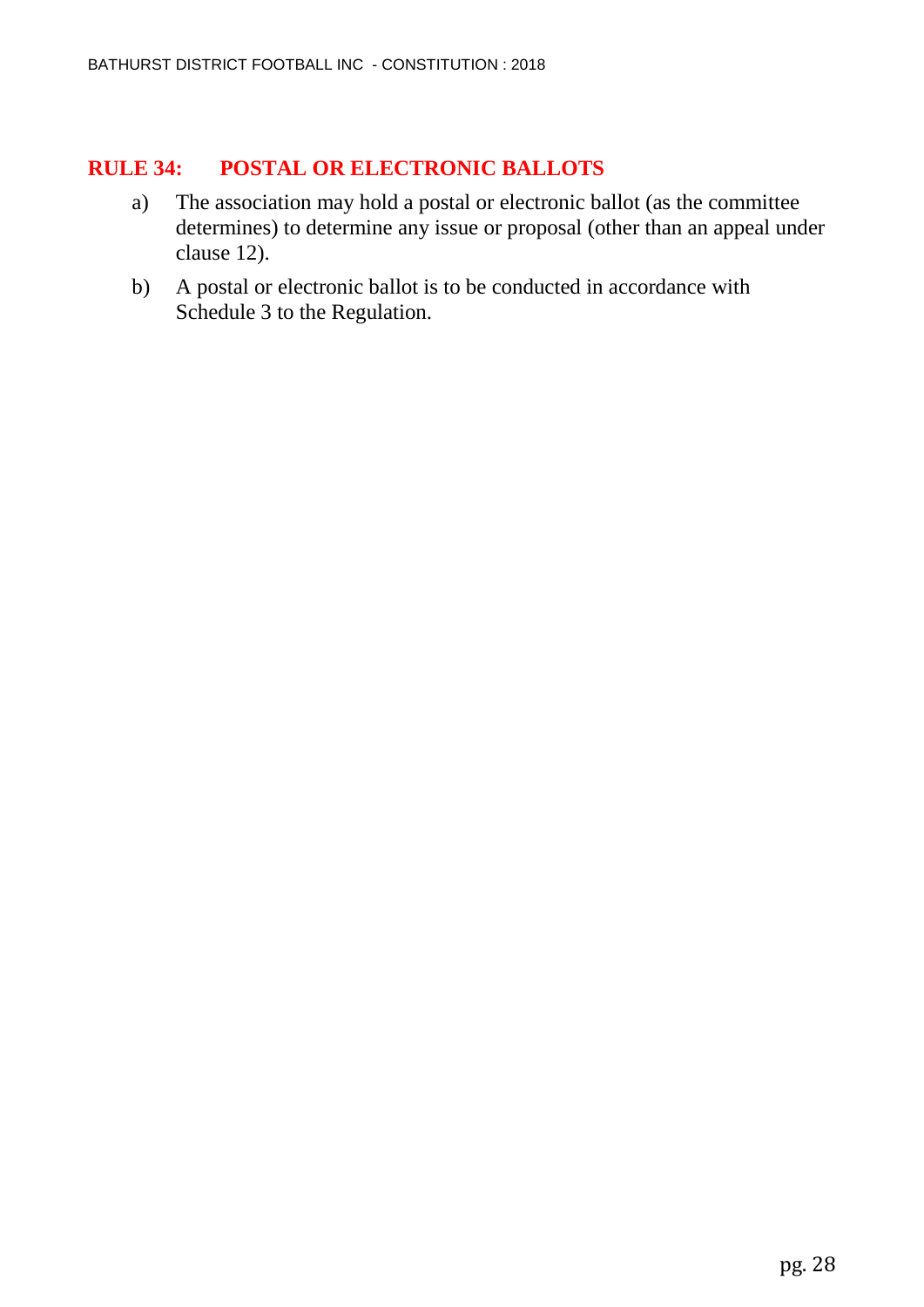## RULE 34: POSTAL OR ELECTRONIC BALLOTS

a) The association may hold a postal or electronic ballot (as the committee determines) to determine any issue or proposal (other than an appeal under clause 12).

b) A postal or electronic ballot is to be conducted in accordance with Schedule 3 to the Regulation.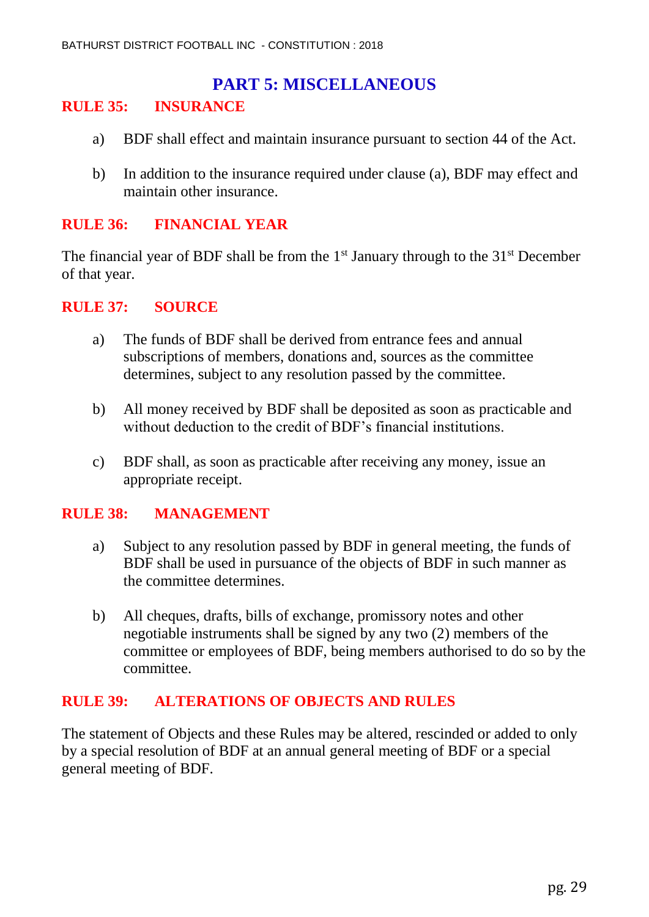# PART 5: MISCELLANEOUS

## RULE 35: INSURANCE

a) BDF shall effect and maintain insurance pursuant to section 44 of the Act.

b) In addition to the insurance required under clause (a), BDF may effect and maintain other insurance.

## RULE 36: FINANCIAL YEAR

The financial year of BDF shall be from the 1st January through to the 31st December of that year.

## RULE 37: SOURCE

a) The funds of BDF shall be derived from entrance fees and annual subscriptions of members, donations and, sources as the committee determines, subject to any resolution passed by the committee.

b) All money received by BDF shall be deposited as soon as practicable and without deduction to the credit of BDF's financial institutions.

c) BDF shall, as soon as practicable after receiving any money, issue an appropriate receipt.

## RULE 38: MANAGEMENT

a) Subject to any resolution passed by BDF in general meeting, the funds of BDF shall be used in pursuance of the objects of BDF in such manner as the committee determines.

b) All cheques, drafts, bills of exchange, promissory notes and other negotiable instruments shall be signed by any two (2) members of the committee or employees of BDF, being members authorised to do so by the committee.

## RULE 39: ALTERATIONS OF OBJECTS AND RULES

The statement of Objects and these Rules may be altered, rescinded or added to only by a special resolution of BDF at an annual general meeting of BDF or a special general meeting of BDF.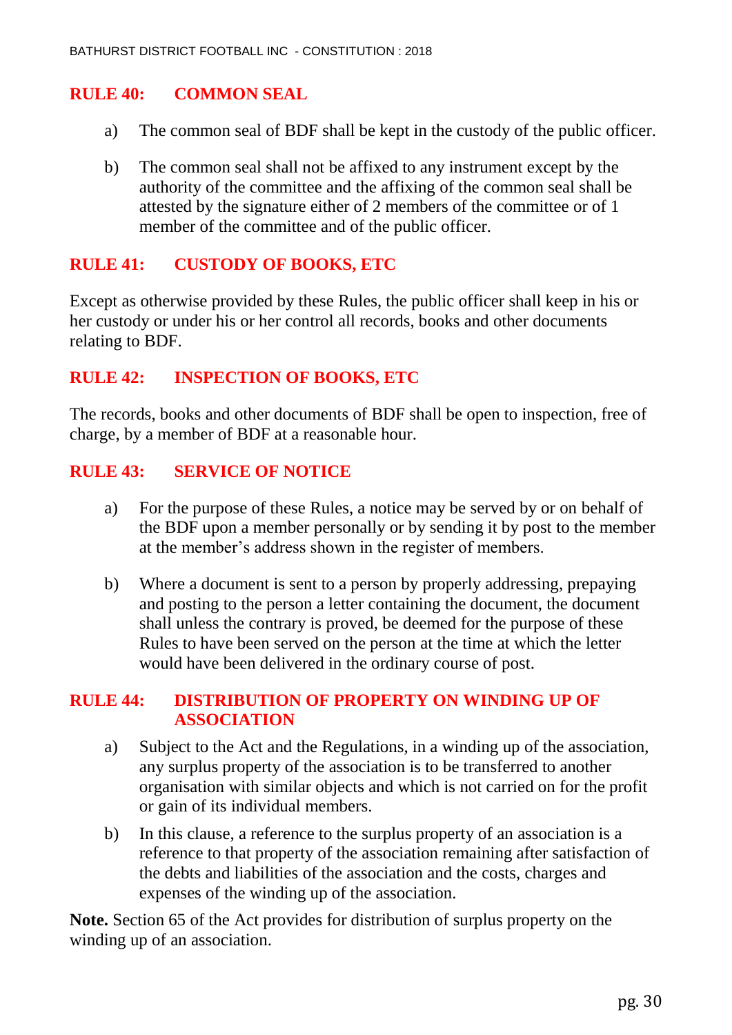## RULE 40: COMMON SEAL

a) The common seal of BDF shall be kept in the custody of the public officer.

b) The common seal shall not be affixed to any instrument except by the authority of the committee and the affixing of the common seal shall be attested by the signature either of 2 members of the committee or of 1 member of the committee and of the public officer.

## RULE 41: CUSTODY OF BOOKS, ETC

Except as otherwise provided by these Rules, the public officer shall keep in his or her custody or under his or her control all records, books and other documents relating to BDF.

## RULE 42: INSPECTION OF BOOKS, ETC

The records, books and other documents of BDF shall be open to inspection, free of charge, by a member of BDF at a reasonable hour.

## RULE 43: SERVICE OF NOTICE

a) For the purpose of these Rules, a notice may be served by or on behalf of the BDF upon a member personally or by sending it by post to the member at the member's address shown in the register of members.

b) Where a document is sent to a person by properly addressing, prepaying and posting to the person a letter containing the document, the document shall unless the contrary is proved, be deemed for the purpose of these Rules to have been served on the person at the time at which the letter would have been delivered in the ordinary course of post.

## RULE 44: DISTRIBUTION OF PROPERTY ON WINDING UP OF ASSOCIATION

a) Subject to the Act and the Regulations, in a winding up of the association, any surplus property of the association is to be transferred to another organisation with similar objects and which is not carried on for the profit or gain of its individual members.

b) In this clause, a reference to the surplus property of an association is a reference to that property of the association remaining after satisfaction of the debts and liabilities of the association and the costs, charges and expenses of the winding up of the association.

**Note.** Section 65 of the Act provides for distribution of surplus property on the winding up of an association.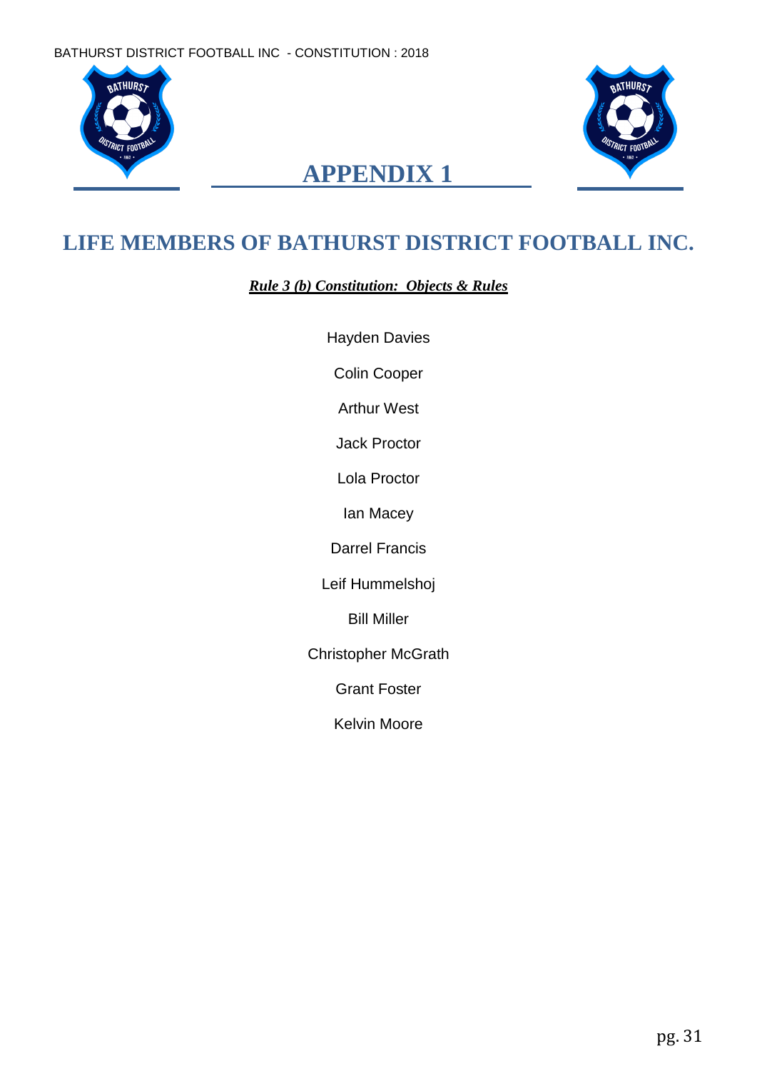# APPENDIX 1

## LIFE MEMBERS OF BATHURST DISTRICT FOOTBALL INC.

***Rule 3 (b) Constitution: Objects & Rules***

Hayden Davies

Colin Cooper

Arthur West

Jack Proctor

Lola Proctor

Ian Macey

Darrel Francis

Leif Hummelshoj

Bill Miller

Christopher McGrath

Grant Foster

Kelvin Moore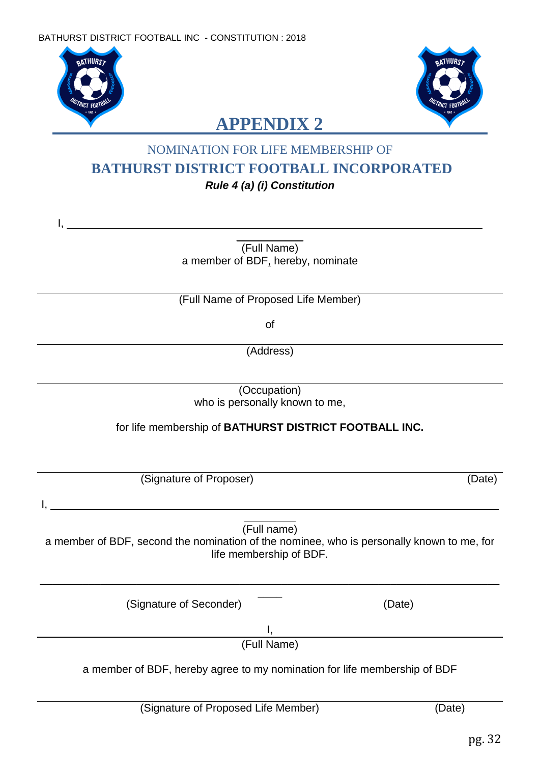# APPENDIX 2

## NOMINATION FOR LIFE MEMBERSHIP OF

## BATHURST DISTRICT FOOTBALL INCORPORATED

***Rule 4 (a) (i) Constitution***

I, ______________________________________________________________________

(Full Name)

a member of BDF, hereby, nominate

______________________________________________________________________

(Full Name of Proposed Life Member)

of

______________________________________________________________________

(Address)

______________________________________________________________________

(Occupation)

who is personally known to me,

for life membership of **BATHURST DISTRICT FOOTBALL INC.**

______________________________________________________________________

(Signature of Proposer) (Date)

I, ______________________________________________________________________

(Full name)

a member of BDF, second the nomination of the nominee, who is personally known to me, for life membership of BDF.

______________________________________________________________________

(Signature of Seconder) (Date)

I,

______________________________________________________________________

(Full Name)

a member of BDF, hereby agree to my nomination for life membership of BDF

______________________________________________________________________

(Signature of Proposed Life Member) (Date)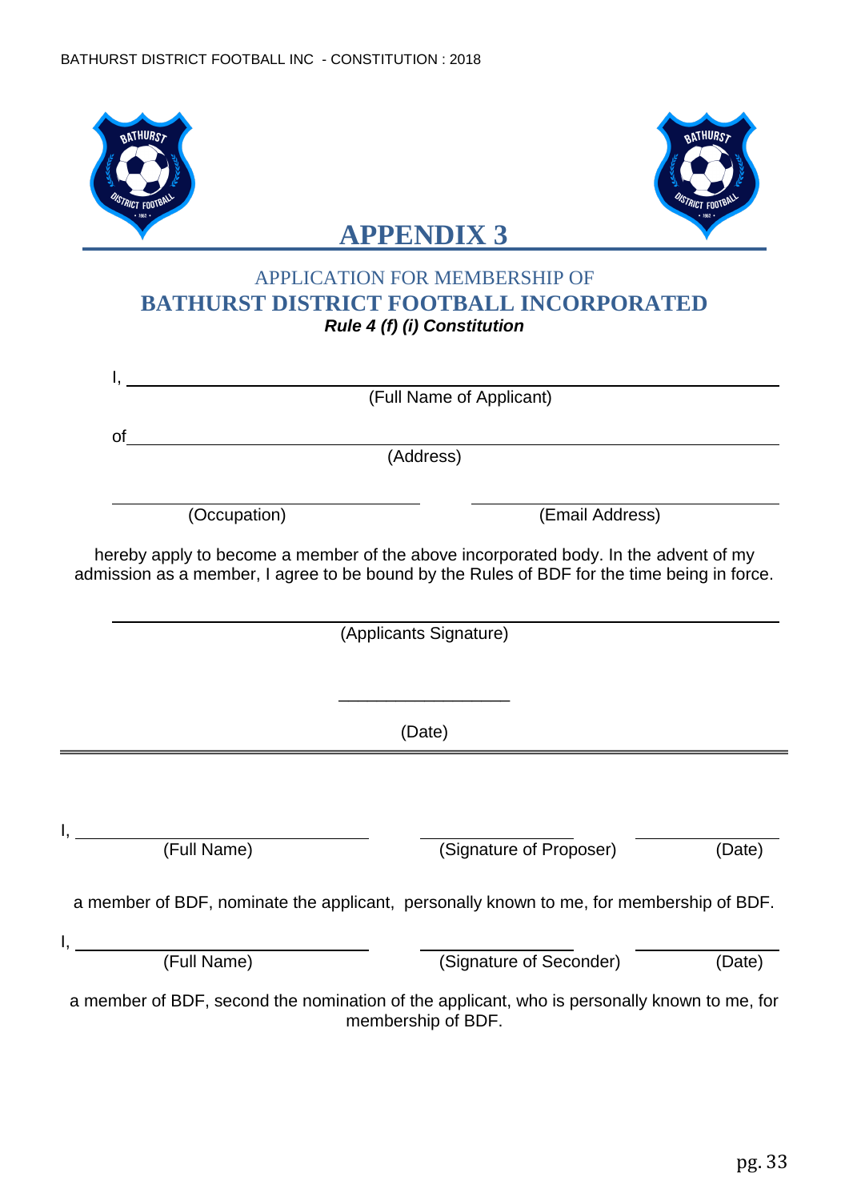# APPENDIX 3

APPLICATION FOR MEMBERSHIP OF

**BATHURST DISTRICT FOOTBALL INCORPORATED**

***Rule 4 (f) (i) Constitution***

I, ______________________________________________
(Full Name of Applicant)

of______________________________________________
(Address)

______________________ ______________________
(Occupation) (Email Address)

hereby apply to become a member of the above incorporated body. In the advent of my admission as a member, I agree to be bound by the Rules of BDF for the time being in force.

______________________________________________
(Applicants Signature)

__________________
(Date)

---

I, ______________________ ______________________ ______________
(Full Name) (Signature of Proposer) (Date)

a member of BDF, nominate the applicant, personally known to me, for membership of BDF.

I, ______________________ ______________________ ______________
(Full Name) (Signature of Seconder) (Date)

a member of BDF, second the nomination of the applicant, who is personally known to me, for membership of BDF.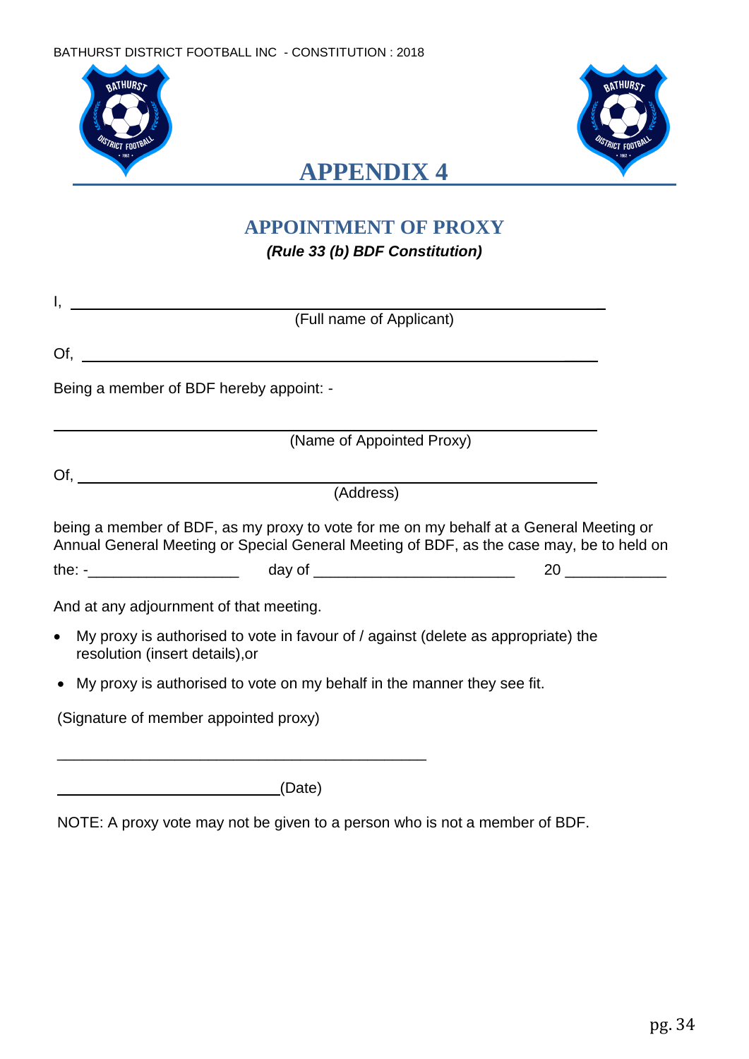# APPENDIX 4

## APPOINTMENT OF PROXY

***(Rule 33 (b) BDF Constitution)***

I, ______________________________________________________________

(Full name of Applicant)

Of, ______________________________________________________________

Being a member of BDF hereby appoint: -

______________________________________________________________

(Name of Appointed Proxy)

Of, ______________________________________________________________

(Address)

being a member of BDF, as my proxy to vote for me on my behalf at a General Meeting or Annual General Meeting or Special General Meeting of BDF, as the case may, be to held on the: -__________________ day of ________________________ 20 ____________

And at any adjournment of that meeting.

- My proxy is authorised to vote in favour of / against (delete as appropriate) the resolution (insert details),or
- My proxy is authorised to vote on my behalf in the manner they see fit.

(Signature of member appointed proxy)

____________________________________________

__________________________(Date)

NOTE: A proxy vote may not be given to a person who is not a member of BDF.